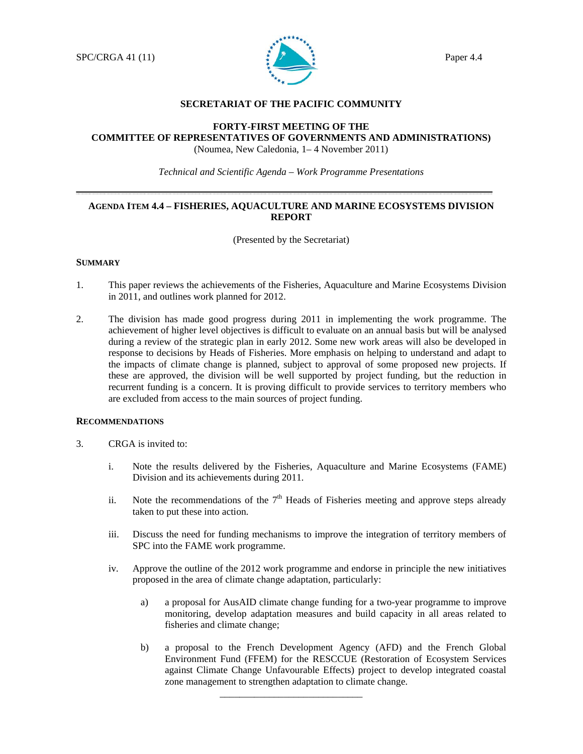SPC/CRGA 41 (11) Paper 4.4

**SECRETARIAT OF THE PACIFIC COMMUNITY**

**FORTY-FIRST MEETING OF THE**
**COMMITTEE OF REPRESENTATIVES OF GOVERNMENTS AND ADMINISTRATIONS)**
(Noumea, New Caledonia, 1– 4 November 2011)

*Technical and Scientific Agenda – Work Programme Presentations*

---

## AGENDA ITEM 4.4 – FISHERIES, AQUACULTURE AND MARINE ECOSYSTEMS DIVISION REPORT

(Presented by the Secretariat)

### SUMMARY

1. This paper reviews the achievements of the Fisheries, Aquaculture and Marine Ecosystems Division in 2011, and outlines work planned for 2012.

2. The division has made good progress during 2011 in implementing the work programme. The achievement of higher level objectives is difficult to evaluate on an annual basis but will be analysed during a review of the strategic plan in early 2012. Some new work areas will also be developed in response to decisions by Heads of Fisheries. More emphasis on helping to understand and adapt to the impacts of climate change is planned, subject to approval of some proposed new projects. If these are approved, the division will be well supported by project funding, but the reduction in recurrent funding is a concern. It is proving difficult to provide services to territory members who are excluded from access to the main sources of project funding.

### RECOMMENDATIONS

3. CRGA is invited to:

   i. Note the results delivered by the Fisheries, Aquaculture and Marine Ecosystems (FAME) Division and its achievements during 2011.

   ii. Note the recommendations of the 7th Heads of Fisheries meeting and approve steps already taken to put these into action.

   iii. Discuss the need for funding mechanisms to improve the integration of territory members of SPC into the FAME work programme.

   iv. Approve the outline of the 2012 work programme and endorse in principle the new initiatives proposed in the area of climate change adaptation, particularly:

      a) a proposal for AusAID climate change funding for a two-year programme to improve monitoring, develop adaptation measures and build capacity in all areas related to fisheries and climate change;

      b) a proposal to the French Development Agency (AFD) and the French Global Environment Fund (FFEM) for the RESCCUE (Restoration of Ecosystem Services against Climate Change Unfavourable Effects) project to develop integrated coastal zone management to strengthen adaptation to climate change.

---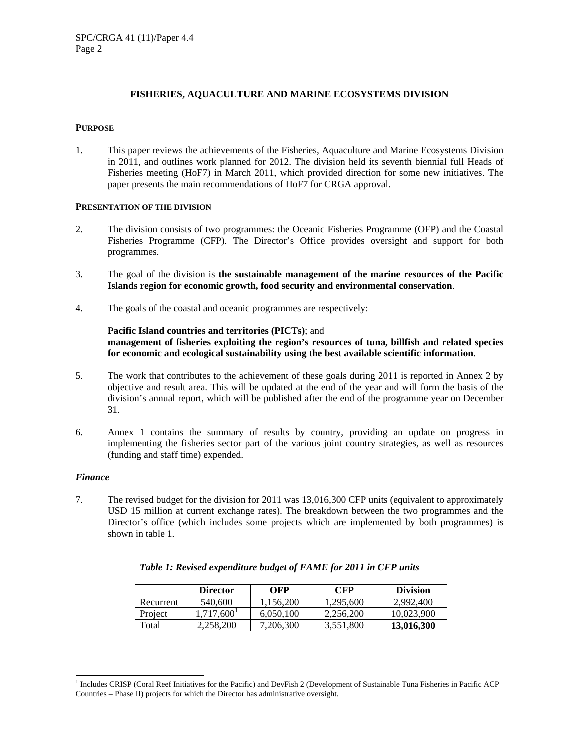## FISHERIES, AQUACULTURE AND MARINE ECOSYSTEMS DIVISION

### PURPOSE

1. This paper reviews the achievements of the Fisheries, Aquaculture and Marine Ecosystems Division in 2011, and outlines work planned for 2012. The division held its seventh biennial full Heads of Fisheries meeting (HoF7) in March 2011, which provided direction for some new initiatives. The paper presents the main recommendations of HoF7 for CRGA approval.

### PRESENTATION OF THE DIVISION

2. The division consists of two programmes: the Oceanic Fisheries Programme (OFP) and the Coastal Fisheries Programme (CFP). The Director's Office provides oversight and support for both programmes.

3. The goal of the division is **the sustainable management of the marine resources of the Pacific Islands region for economic growth, food security and environmental conservation**.

4. The goals of the coastal and oceanic programmes are respectively:

   **Pacific Island countries and territories (PICTs)**; and
   **management of fisheries exploiting the region's resources of tuna, billfish and related species for economic and ecological sustainability using the best available scientific information**.

5. The work that contributes to the achievement of these goals during 2011 is reported in Annex 2 by objective and result area. This will be updated at the end of the year and will form the basis of the division's annual report, which will be published after the end of the programme year on December 31.

6. Annex 1 contains the summary of results by country, providing an update on progress in implementing the fisheries sector part of the various joint country strategies, as well as resources (funding and staff time) expended.

### *Finance*

7. The revised budget for the division for 2011 was 13,016,300 CFP units (equivalent to approximately USD 15 million at current exchange rates). The breakdown between the two programmes and the Director's office (which includes some projects which are implemented by both programmes) is shown in table 1.

***Table 1: Revised expenditure budget of FAME for 2011 in CFP units***

| | Director | OFP | CFP | Division |
|---|---|---|---|---|
| Recurrent | 540,600 | 1,156,200 | 1,295,600 | 2,992,400 |
| Project | 1,717,600[1] | 6,050,100 | 2,256,200 | 10,023,900 |
| Total | 2,258,200 | 7,206,300 | 3,551,800 | **13,016,300** |

[1] Includes CRISP (Coral Reef Initiatives for the Pacific) and DevFish 2 (Development of Sustainable Tuna Fisheries in Pacific ACP Countries – Phase II) projects for which the Director has administrative oversight.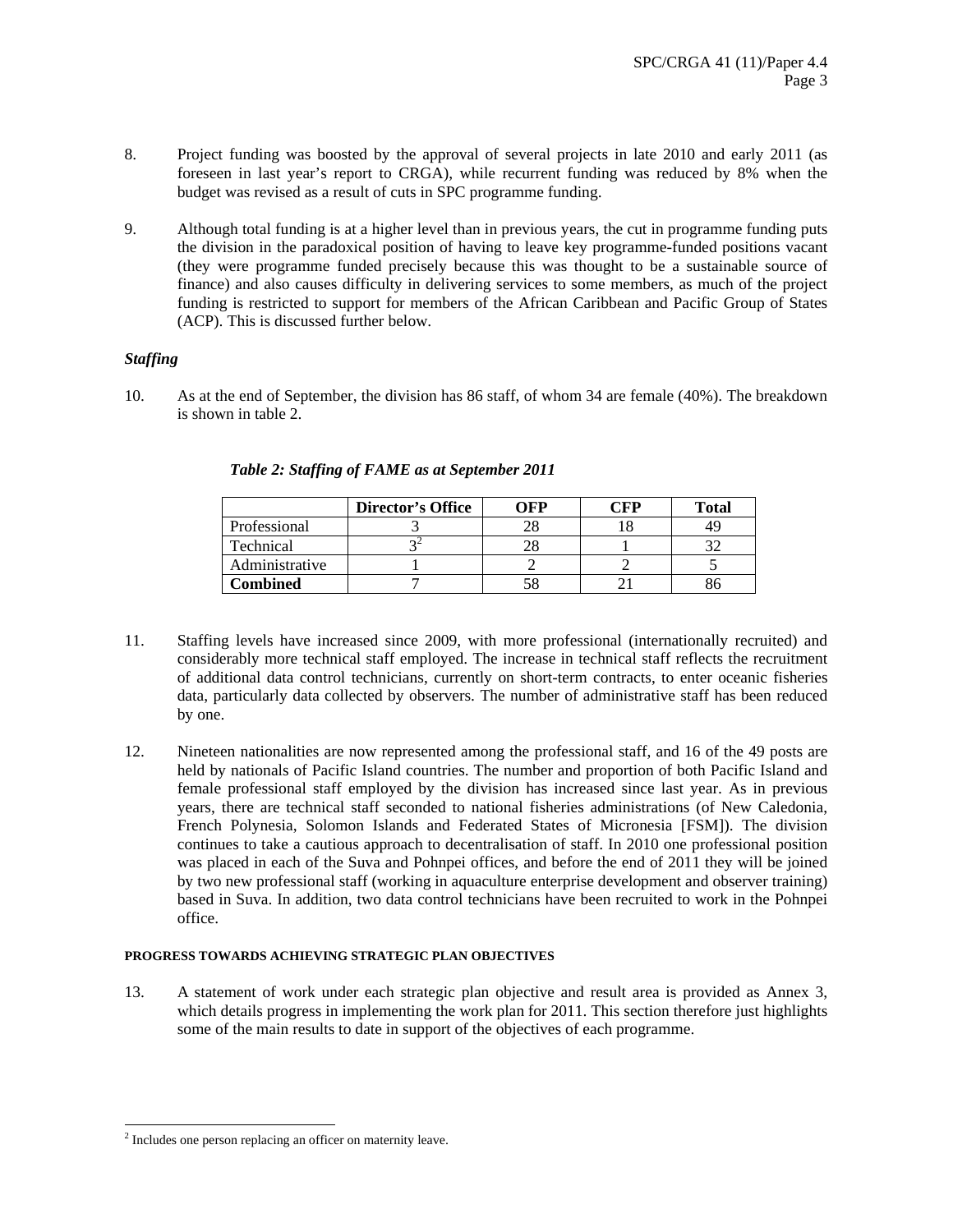8. Project funding was boosted by the approval of several projects in late 2010 and early 2011 (as foreseen in last year's report to CRGA), while recurrent funding was reduced by 8% when the budget was revised as a result of cuts in SPC programme funding.

9. Although total funding is at a higher level than in previous years, the cut in programme funding puts the division in the paradoxical position of having to leave key programme-funded positions vacant (they were programme funded precisely because this was thought to be a sustainable source of finance) and also causes difficulty in delivering services to some members, as much of the project funding is restricted to support for members of the African Caribbean and Pacific Group of States (ACP). This is discussed further below.

### *Staffing*

10. As at the end of September, the division has 86 staff, of whom 34 are female (40%). The breakdown is shown in table 2.

***Table 2: Staffing of FAME as at September 2011***

| | Director's Office | OFP | CFP | Total |
|---|---|---|---|---|
| Professional | 3 | 28 | 18 | 49 |
| Technical | 3[2] | 28 | 1 | 32 |
| Administrative | 1 | 2 | 2 | 5 |
| **Combined** | 7 | 58 | 21 | 86 |

11. Staffing levels have increased since 2009, with more professional (internationally recruited) and considerably more technical staff employed. The increase in technical staff reflects the recruitment of additional data control technicians, currently on short-term contracts, to enter oceanic fisheries data, particularly data collected by observers. The number of administrative staff has been reduced by one.

12. Nineteen nationalities are now represented among the professional staff, and 16 of the 49 posts are held by nationals of Pacific Island countries. The number and proportion of both Pacific Island and female professional staff employed by the division has increased since last year. As in previous years, there are technical staff seconded to national fisheries administrations (of New Caledonia, French Polynesia, Solomon Islands and Federated States of Micronesia [FSM]). The division continues to take a cautious approach to decentralisation of staff. In 2010 one professional position was placed in each of the Suva and Pohnpei offices, and before the end of 2011 they will be joined by two new professional staff (working in aquaculture enterprise development and observer training) based in Suva. In addition, two data control technicians have been recruited to work in the Pohnpei office.

#### PROGRESS TOWARDS ACHIEVING STRATEGIC PLAN OBJECTIVES

13. A statement of work under each strategic plan objective and result area is provided as Annex 3, which details progress in implementing the work plan for 2011. This section therefore just highlights some of the main results to date in support of the objectives of each programme.

[2] Includes one person replacing an officer on maternity leave.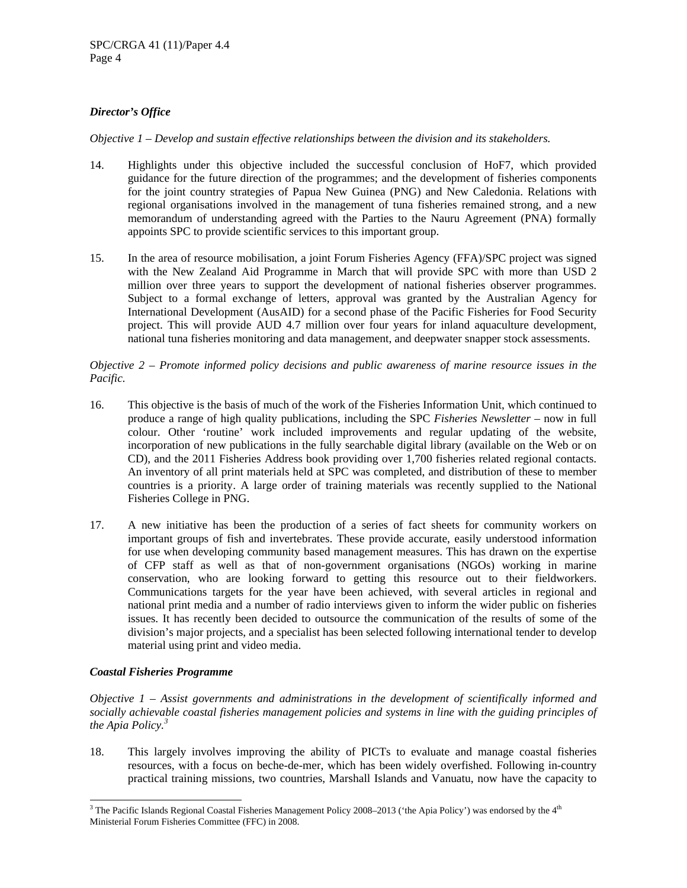### *Director's Office*

*Objective 1 – Develop and sustain effective relationships between the division and its stakeholders.*

14. Highlights under this objective included the successful conclusion of HoF7, which provided guidance for the future direction of the programmes; and the development of fisheries components for the joint country strategies of Papua New Guinea (PNG) and New Caledonia. Relations with regional organisations involved in the management of tuna fisheries remained strong, and a new memorandum of understanding agreed with the Parties to the Nauru Agreement (PNA) formally appoints SPC to provide scientific services to this important group.

15. In the area of resource mobilisation, a joint Forum Fisheries Agency (FFA)/SPC project was signed with the New Zealand Aid Programme in March that will provide SPC with more than USD 2 million over three years to support the development of national fisheries observer programmes. Subject to a formal exchange of letters, approval was granted by the Australian Agency for International Development (AusAID) for a second phase of the Pacific Fisheries for Food Security project. This will provide AUD 4.7 million over four years for inland aquaculture development, national tuna fisheries monitoring and data management, and deepwater snapper stock assessments.

*Objective 2 – Promote informed policy decisions and public awareness of marine resource issues in the Pacific.*

16. This objective is the basis of much of the work of the Fisheries Information Unit, which continued to produce a range of high quality publications, including the SPC *Fisheries Newsletter* – now in full colour. Other 'routine' work included improvements and regular updating of the website, incorporation of new publications in the fully searchable digital library (available on the Web or on CD), and the 2011 Fisheries Address book providing over 1,700 fisheries related regional contacts. An inventory of all print materials held at SPC was completed, and distribution of these to member countries is a priority. A large order of training materials was recently supplied to the National Fisheries College in PNG.

17. A new initiative has been the production of a series of fact sheets for community workers on important groups of fish and invertebrates. These provide accurate, easily understood information for use when developing community based management measures. This has drawn on the expertise of CFP staff as well as that of non-government organisations (NGOs) working in marine conservation, who are looking forward to getting this resource out to their fieldworkers. Communications targets for the year have been achieved, with several articles in regional and national print media and a number of radio interviews given to inform the wider public on fisheries issues. It has recently been decided to outsource the communication of the results of some of the division's major projects, and a specialist has been selected following international tender to develop material using print and video media.

### ***Coastal Fisheries Programme***

*Objective 1 – Assist governments and administrations in the development of scientifically informed and socially achievable coastal fisheries management policies and systems in line with the guiding principles of the Apia Policy.*[3]

18. This largely involves improving the ability of PICTs to evaluate and manage coastal fisheries resources, with a focus on beche-de-mer, which has been widely overfished. Following in-country practical training missions, two countries, Marshall Islands and Vanuatu, now have the capacity to

---

[3] The Pacific Islands Regional Coastal Fisheries Management Policy 2008–2013 ('the Apia Policy') was endorsed by the 4th Ministerial Forum Fisheries Committee (FFC) in 2008.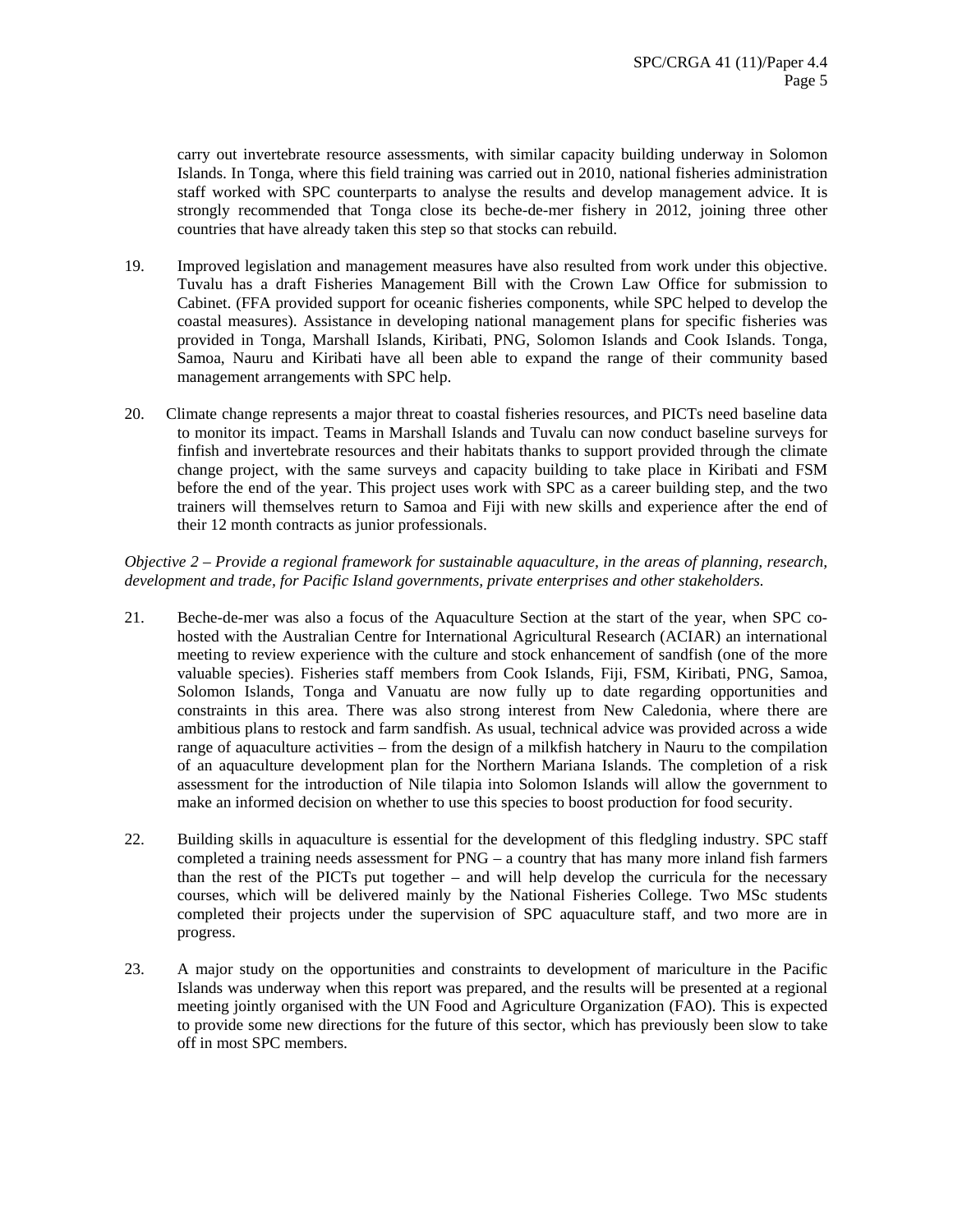carry out invertebrate resource assessments, with similar capacity building underway in Solomon Islands. In Tonga, where this field training was carried out in 2010, national fisheries administration staff worked with SPC counterparts to analyse the results and develop management advice. It is strongly recommended that Tonga close its beche-de-mer fishery in 2012, joining three other countries that have already taken this step so that stocks can rebuild.

19. Improved legislation and management measures have also resulted from work under this objective. Tuvalu has a draft Fisheries Management Bill with the Crown Law Office for submission to Cabinet. (FFA provided support for oceanic fisheries components, while SPC helped to develop the coastal measures). Assistance in developing national management plans for specific fisheries was provided in Tonga, Marshall Islands, Kiribati, PNG, Solomon Islands and Cook Islands. Tonga, Samoa, Nauru and Kiribati have all been able to expand the range of their community based management arrangements with SPC help.

20. Climate change represents a major threat to coastal fisheries resources, and PICTs need baseline data to monitor its impact. Teams in Marshall Islands and Tuvalu can now conduct baseline surveys for finfish and invertebrate resources and their habitats thanks to support provided through the climate change project, with the same surveys and capacity building to take place in Kiribati and FSM before the end of the year. This project uses work with SPC as a career building step, and the two trainers will themselves return to Samoa and Fiji with new skills and experience after the end of their 12 month contracts as junior professionals.

*Objective 2 – Provide a regional framework for sustainable aquaculture, in the areas of planning, research, development and trade, for Pacific Island governments, private enterprises and other stakeholders.*

21. Beche-de-mer was also a focus of the Aquaculture Section at the start of the year, when SPC co-hosted with the Australian Centre for International Agricultural Research (ACIAR) an international meeting to review experience with the culture and stock enhancement of sandfish (one of the more valuable species). Fisheries staff members from Cook Islands, Fiji, FSM, Kiribati, PNG, Samoa, Solomon Islands, Tonga and Vanuatu are now fully up to date regarding opportunities and constraints in this area. There was also strong interest from New Caledonia, where there are ambitious plans to restock and farm sandfish. As usual, technical advice was provided across a wide range of aquaculture activities – from the design of a milkfish hatchery in Nauru to the compilation of an aquaculture development plan for the Northern Mariana Islands. The completion of a risk assessment for the introduction of Nile tilapia into Solomon Islands will allow the government to make an informed decision on whether to use this species to boost production for food security.

22. Building skills in aquaculture is essential for the development of this fledgling industry. SPC staff completed a training needs assessment for PNG – a country that has many more inland fish farmers than the rest of the PICTs put together – and will help develop the curricula for the necessary courses, which will be delivered mainly by the National Fisheries College. Two MSc students completed their projects under the supervision of SPC aquaculture staff, and two more are in progress.

23. A major study on the opportunities and constraints to development of mariculture in the Pacific Islands was underway when this report was prepared, and the results will be presented at a regional meeting jointly organised with the UN Food and Agriculture Organization (FAO). This is expected to provide some new directions for the future of this sector, which has previously been slow to take off in most SPC members.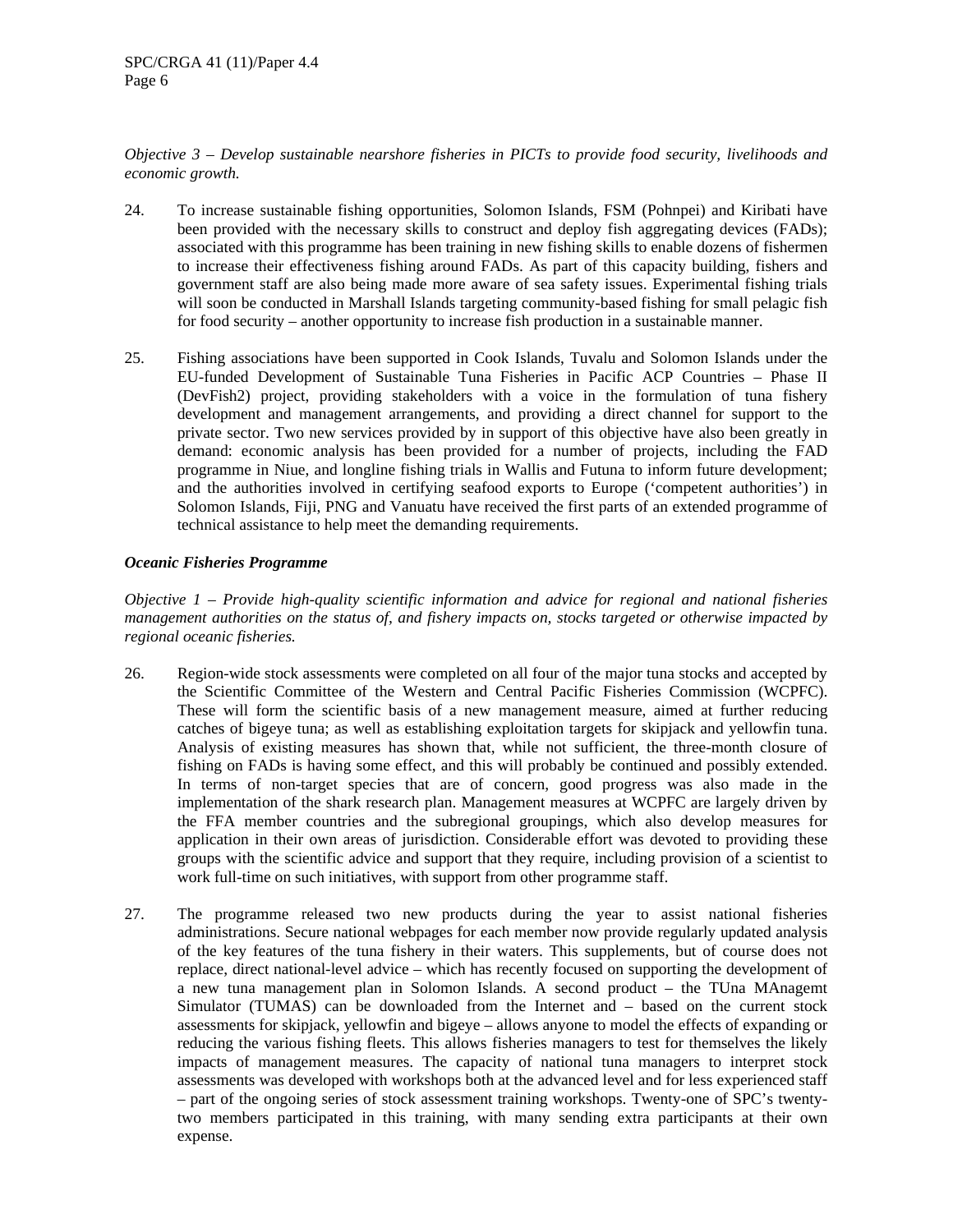*Objective 3 – Develop sustainable nearshore fisheries in PICTs to provide food security, livelihoods and economic growth.*

24. To increase sustainable fishing opportunities, Solomon Islands, FSM (Pohnpei) and Kiribati have been provided with the necessary skills to construct and deploy fish aggregating devices (FADs); associated with this programme has been training in new fishing skills to enable dozens of fishermen to increase their effectiveness fishing around FADs. As part of this capacity building, fishers and government staff are also being made more aware of sea safety issues. Experimental fishing trials will soon be conducted in Marshall Islands targeting community-based fishing for small pelagic fish for food security – another opportunity to increase fish production in a sustainable manner.

25. Fishing associations have been supported in Cook Islands, Tuvalu and Solomon Islands under the EU-funded Development of Sustainable Tuna Fisheries in Pacific ACP Countries – Phase II (DevFish2) project, providing stakeholders with a voice in the formulation of tuna fishery development and management arrangements, and providing a direct channel for support to the private sector. Two new services provided by in support of this objective have also been greatly in demand: economic analysis has been provided for a number of projects, including the FAD programme in Niue, and longline fishing trials in Wallis and Futuna to inform future development; and the authorities involved in certifying seafood exports to Europe ('competent authorities') in Solomon Islands, Fiji, PNG and Vanuatu have received the first parts of an extended programme of technical assistance to help meet the demanding requirements.

***Oceanic Fisheries Programme***

*Objective 1 – Provide high-quality scientific information and advice for regional and national fisheries management authorities on the status of, and fishery impacts on, stocks targeted or otherwise impacted by regional oceanic fisheries.*

26. Region-wide stock assessments were completed on all four of the major tuna stocks and accepted by the Scientific Committee of the Western and Central Pacific Fisheries Commission (WCPFC). These will form the scientific basis of a new management measure, aimed at further reducing catches of bigeye tuna; as well as establishing exploitation targets for skipjack and yellowfin tuna. Analysis of existing measures has shown that, while not sufficient, the three-month closure of fishing on FADs is having some effect, and this will probably be continued and possibly extended. In terms of non-target species that are of concern, good progress was also made in the implementation of the shark research plan. Management measures at WCPFC are largely driven by the FFA member countries and the subregional groupings, which also develop measures for application in their own areas of jurisdiction. Considerable effort was devoted to providing these groups with the scientific advice and support that they require, including provision of a scientist to work full-time on such initiatives, with support from other programme staff.

27. The programme released two new products during the year to assist national fisheries administrations. Secure national webpages for each member now provide regularly updated analysis of the key features of the tuna fishery in their waters. This supplements, but of course does not replace, direct national-level advice – which has recently focused on supporting the development of a new tuna management plan in Solomon Islands. A second product – the TUna MAnagemt Simulator (TUMAS) can be downloaded from the Internet and – based on the current stock assessments for skipjack, yellowfin and bigeye – allows anyone to model the effects of expanding or reducing the various fishing fleets. This allows fisheries managers to test for themselves the likely impacts of management measures. The capacity of national tuna managers to interpret stock assessments was developed with workshops both at the advanced level and for less experienced staff – part of the ongoing series of stock assessment training workshops. Twenty-one of SPC's twenty-two members participated in this training, with many sending extra participants at their own expense.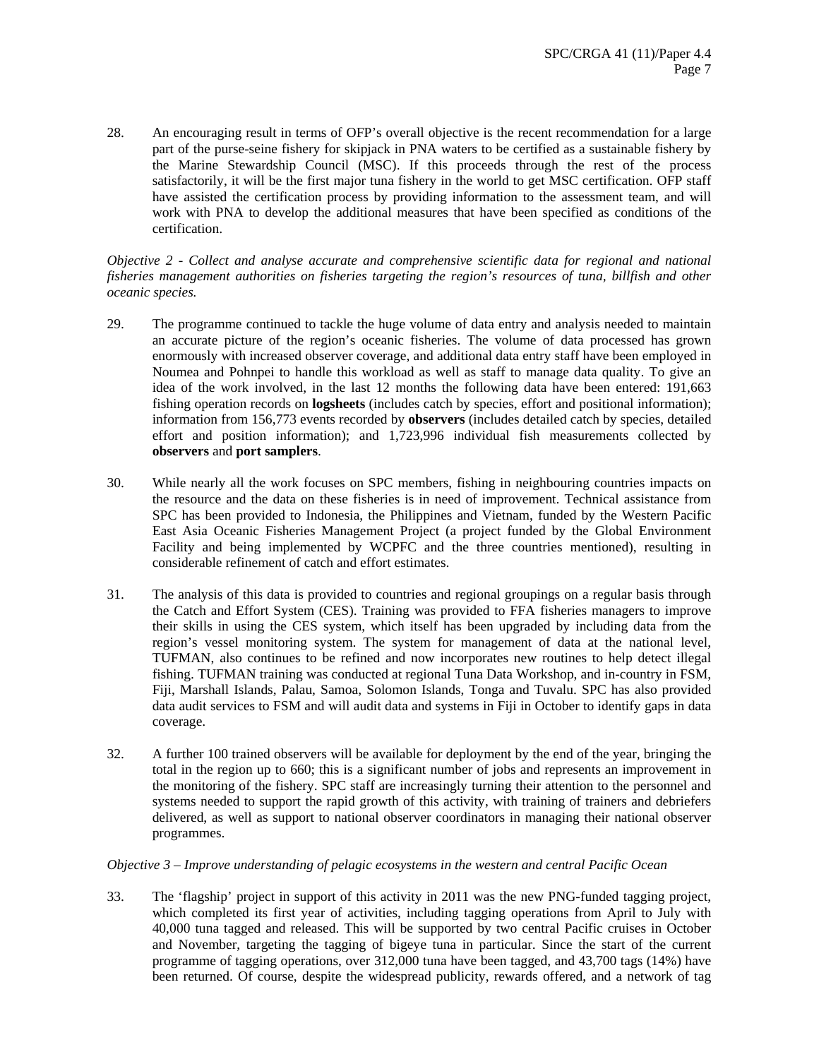28. An encouraging result in terms of OFP's overall objective is the recent recommendation for a large part of the purse-seine fishery for skipjack in PNA waters to be certified as a sustainable fishery by the Marine Stewardship Council (MSC). If this proceeds through the rest of the process satisfactorily, it will be the first major tuna fishery in the world to get MSC certification. OFP staff have assisted the certification process by providing information to the assessment team, and will work with PNA to develop the additional measures that have been specified as conditions of the certification.

*Objective 2 - Collect and analyse accurate and comprehensive scientific data for regional and national fisheries management authorities on fisheries targeting the region's resources of tuna, billfish and other oceanic species.*

29. The programme continued to tackle the huge volume of data entry and analysis needed to maintain an accurate picture of the region's oceanic fisheries. The volume of data processed has grown enormously with increased observer coverage, and additional data entry staff have been employed in Noumea and Pohnpei to handle this workload as well as staff to manage data quality. To give an idea of the work involved, in the last 12 months the following data have been entered: 191,663 fishing operation records on **logsheets** (includes catch by species, effort and positional information); information from 156,773 events recorded by **observers** (includes detailed catch by species, detailed effort and position information); and 1,723,996 individual fish measurements collected by **observers** and **port samplers**.

30. While nearly all the work focuses on SPC members, fishing in neighbouring countries impacts on the resource and the data on these fisheries is in need of improvement. Technical assistance from SPC has been provided to Indonesia, the Philippines and Vietnam, funded by the Western Pacific East Asia Oceanic Fisheries Management Project (a project funded by the Global Environment Facility and being implemented by WCPFC and the three countries mentioned), resulting in considerable refinement of catch and effort estimates.

31. The analysis of this data is provided to countries and regional groupings on a regular basis through the Catch and Effort System (CES). Training was provided to FFA fisheries managers to improve their skills in using the CES system, which itself has been upgraded by including data from the region's vessel monitoring system. The system for management of data at the national level, TUFMAN, also continues to be refined and now incorporates new routines to help detect illegal fishing. TUFMAN training was conducted at regional Tuna Data Workshop, and in-country in FSM, Fiji, Marshall Islands, Palau, Samoa, Solomon Islands, Tonga and Tuvalu. SPC has also provided data audit services to FSM and will audit data and systems in Fiji in October to identify gaps in data coverage.

32. A further 100 trained observers will be available for deployment by the end of the year, bringing the total in the region up to 660; this is a significant number of jobs and represents an improvement in the monitoring of the fishery. SPC staff are increasingly turning their attention to the personnel and systems needed to support the rapid growth of this activity, with training of trainers and debriefers delivered, as well as support to national observer coordinators in managing their national observer programmes.

*Objective 3 – Improve understanding of pelagic ecosystems in the western and central Pacific Ocean*

33. The 'flagship' project in support of this activity in 2011 was the new PNG-funded tagging project, which completed its first year of activities, including tagging operations from April to July with 40,000 tuna tagged and released. This will be supported by two central Pacific cruises in October and November, targeting the tagging of bigeye tuna in particular. Since the start of the current programme of tagging operations, over 312,000 tuna have been tagged, and 43,700 tags (14%) have been returned. Of course, despite the widespread publicity, rewards offered, and a network of tag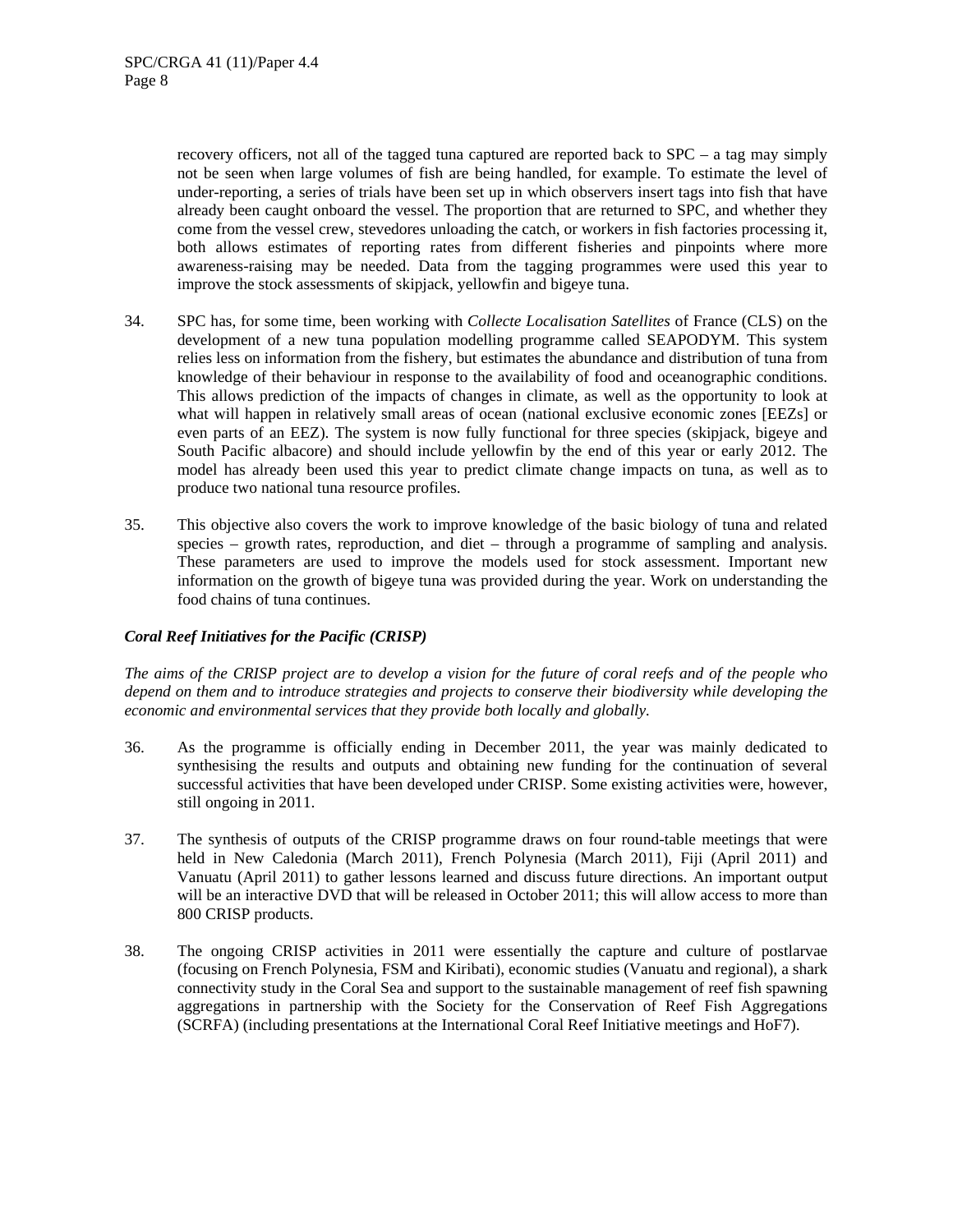recovery officers, not all of the tagged tuna captured are reported back to SPC – a tag may simply not be seen when large volumes of fish are being handled, for example. To estimate the level of under-reporting, a series of trials have been set up in which observers insert tags into fish that have already been caught onboard the vessel. The proportion that are returned to SPC, and whether they come from the vessel crew, stevedores unloading the catch, or workers in fish factories processing it, both allows estimates of reporting rates from different fisheries and pinpoints where more awareness-raising may be needed. Data from the tagging programmes were used this year to improve the stock assessments of skipjack, yellowfin and bigeye tuna.

34. SPC has, for some time, been working with *Collecte Localisation Satellites* of France (CLS) on the development of a new tuna population modelling programme called SEAPODYM. This system relies less on information from the fishery, but estimates the abundance and distribution of tuna from knowledge of their behaviour in response to the availability of food and oceanographic conditions. This allows prediction of the impacts of changes in climate, as well as the opportunity to look at what will happen in relatively small areas of ocean (national exclusive economic zones [EEZs] or even parts of an EEZ). The system is now fully functional for three species (skipjack, bigeye and South Pacific albacore) and should include yellowfin by the end of this year or early 2012. The model has already been used this year to predict climate change impacts on tuna, as well as to produce two national tuna resource profiles.

35. This objective also covers the work to improve knowledge of the basic biology of tuna and related species – growth rates, reproduction, and diet – through a programme of sampling and analysis. These parameters are used to improve the models used for stock assessment. Important new information on the growth of bigeye tuna was provided during the year. Work on understanding the food chains of tuna continues.

***Coral Reef Initiatives for the Pacific (CRISP)***

*The aims of the CRISP project are to develop a vision for the future of coral reefs and of the people who depend on them and to introduce strategies and projects to conserve their biodiversity while developing the economic and environmental services that they provide both locally and globally.*

36. As the programme is officially ending in December 2011, the year was mainly dedicated to synthesising the results and outputs and obtaining new funding for the continuation of several successful activities that have been developed under CRISP. Some existing activities were, however, still ongoing in 2011.

37. The synthesis of outputs of the CRISP programme draws on four round-table meetings that were held in New Caledonia (March 2011), French Polynesia (March 2011), Fiji (April 2011) and Vanuatu (April 2011) to gather lessons learned and discuss future directions. An important output will be an interactive DVD that will be released in October 2011; this will allow access to more than 800 CRISP products.

38. The ongoing CRISP activities in 2011 were essentially the capture and culture of postlarvae (focusing on French Polynesia, FSM and Kiribati), economic studies (Vanuatu and regional), a shark connectivity study in the Coral Sea and support to the sustainable management of reef fish spawning aggregations in partnership with the Society for the Conservation of Reef Fish Aggregations (SCRFA) (including presentations at the International Coral Reef Initiative meetings and HoF7).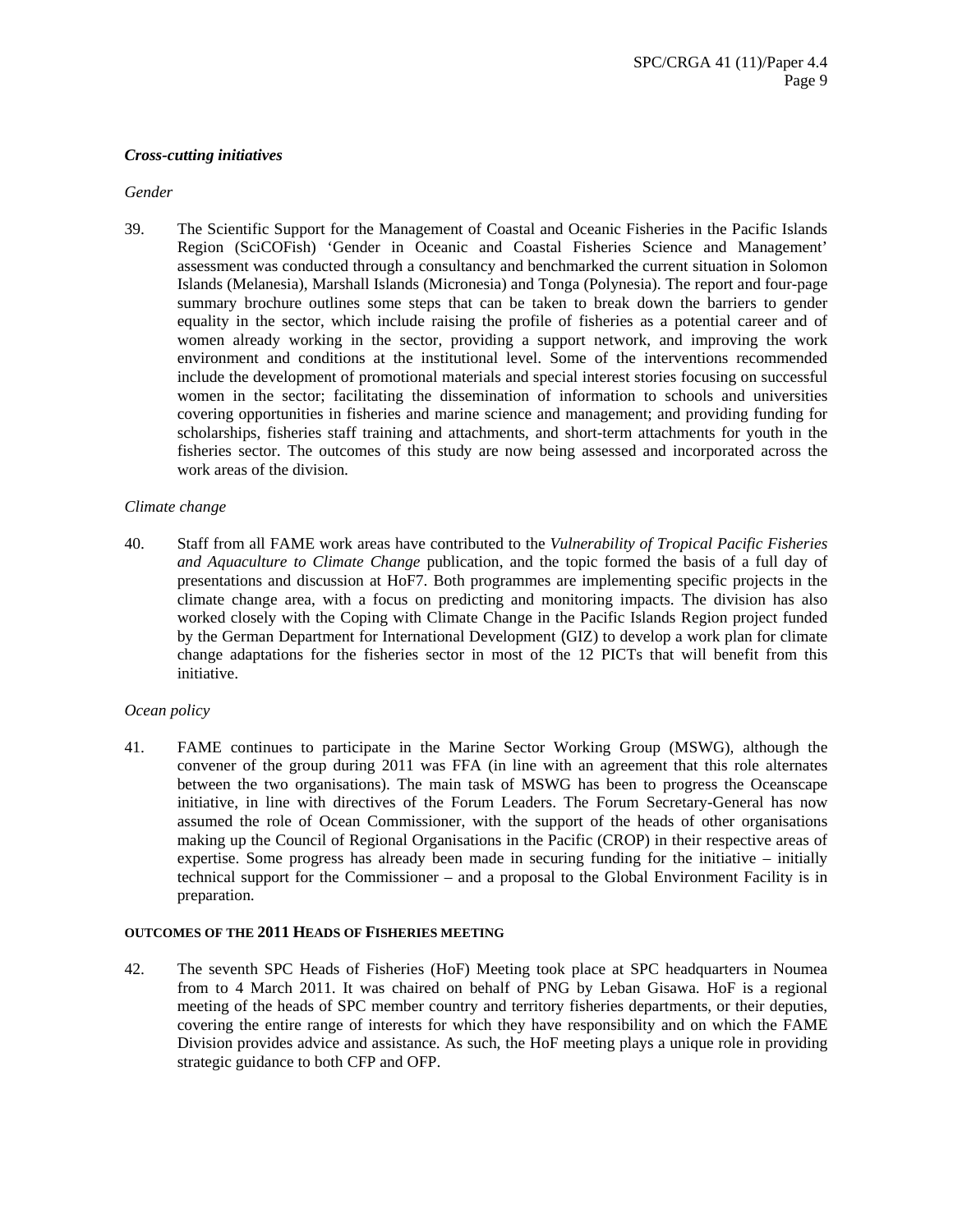***Cross-cutting initiatives***

*Gender*

39. The Scientific Support for the Management of Coastal and Oceanic Fisheries in the Pacific Islands Region (SciCOFish) 'Gender in Oceanic and Coastal Fisheries Science and Management' assessment was conducted through a consultancy and benchmarked the current situation in Solomon Islands (Melanesia), Marshall Islands (Micronesia) and Tonga (Polynesia). The report and four-page summary brochure outlines some steps that can be taken to break down the barriers to gender equality in the sector, which include raising the profile of fisheries as a potential career and of women already working in the sector, providing a support network, and improving the work environment and conditions at the institutional level. Some of the interventions recommended include the development of promotional materials and special interest stories focusing on successful women in the sector; facilitating the dissemination of information to schools and universities covering opportunities in fisheries and marine science and management; and providing funding for scholarships, fisheries staff training and attachments, and short-term attachments for youth in the fisheries sector. The outcomes of this study are now being assessed and incorporated across the work areas of the division.

*Climate change*

40. Staff from all FAME work areas have contributed to the *Vulnerability of Tropical Pacific Fisheries and Aquaculture to Climate Change* publication, and the topic formed the basis of a full day of presentations and discussion at HoF7. Both programmes are implementing specific projects in the climate change area, with a focus on predicting and monitoring impacts. The division has also worked closely with the Coping with Climate Change in the Pacific Islands Region project funded by the German Department for International Development (GIZ) to develop a work plan for climate change adaptations for the fisheries sector in most of the 12 PICTs that will benefit from this initiative.

*Ocean policy*

41. FAME continues to participate in the Marine Sector Working Group (MSWG), although the convener of the group during 2011 was FFA (in line with an agreement that this role alternates between the two organisations). The main task of MSWG has been to progress the Oceanscape initiative, in line with directives of the Forum Leaders. The Forum Secretary-General has now assumed the role of Ocean Commissioner, with the support of the heads of other organisations making up the Council of Regional Organisations in the Pacific (CROP) in their respective areas of expertise. Some progress has already been made in securing funding for the initiative – initially technical support for the Commissioner – and a proposal to the Global Environment Facility is in preparation.

**OUTCOMES OF THE 2011 HEADS OF FISHERIES MEETING**

42. The seventh SPC Heads of Fisheries (HoF) Meeting took place at SPC headquarters in Noumea from to 4 March 2011. It was chaired on behalf of PNG by Leban Gisawa. HoF is a regional meeting of the heads of SPC member country and territory fisheries departments, or their deputies, covering the entire range of interests for which they have responsibility and on which the FAME Division provides advice and assistance. As such, the HoF meeting plays a unique role in providing strategic guidance to both CFP and OFP.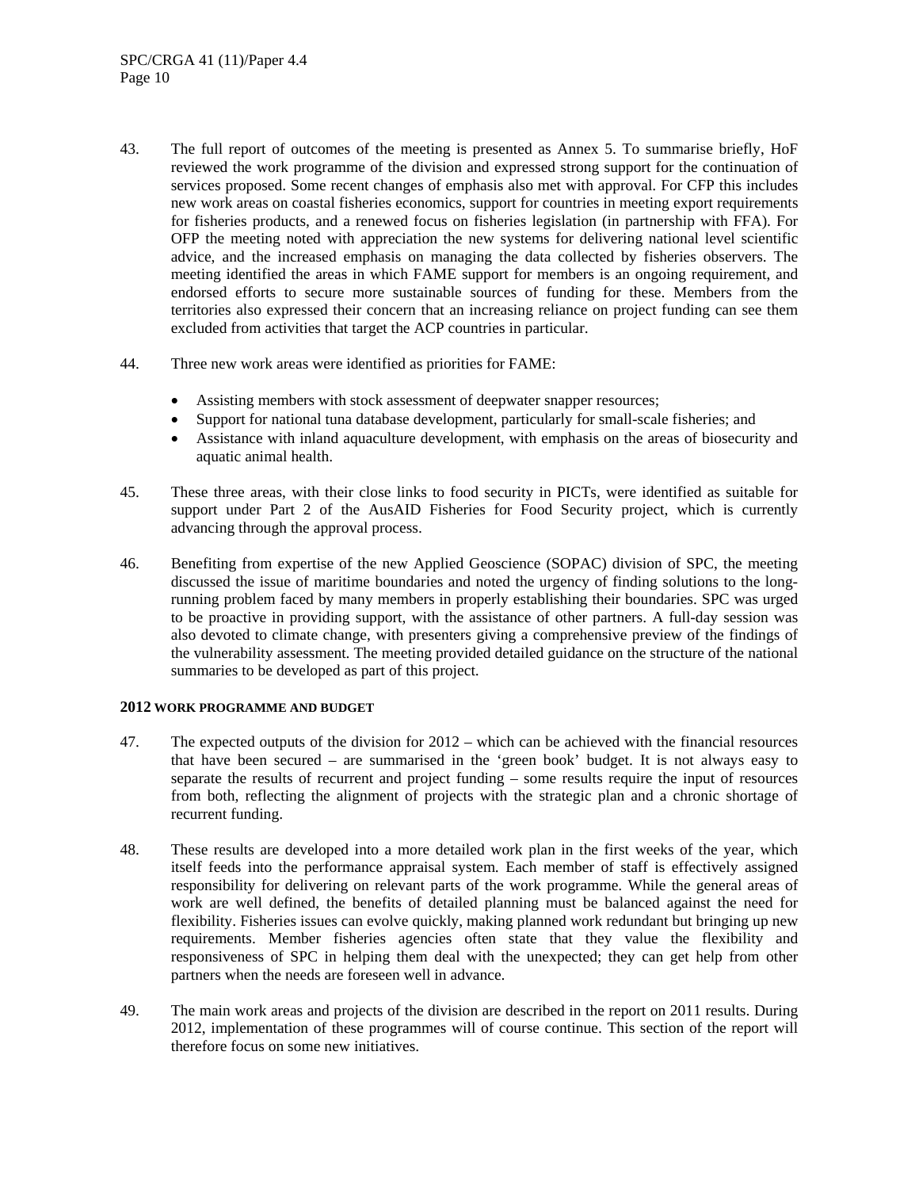43. The full report of outcomes of the meeting is presented as Annex 5. To summarise briefly, HoF reviewed the work programme of the division and expressed strong support for the continuation of services proposed. Some recent changes of emphasis also met with approval. For CFP this includes new work areas on coastal fisheries economics, support for countries in meeting export requirements for fisheries products, and a renewed focus on fisheries legislation (in partnership with FFA). For OFP the meeting noted with appreciation the new systems for delivering national level scientific advice, and the increased emphasis on managing the data collected by fisheries observers. The meeting identified the areas in which FAME support for members is an ongoing requirement, and endorsed efforts to secure more sustainable sources of funding for these. Members from the territories also expressed their concern that an increasing reliance on project funding can see them excluded from activities that target the ACP countries in particular.

44. Three new work areas were identified as priorities for FAME:

- Assisting members with stock assessment of deepwater snapper resources;
- Support for national tuna database development, particularly for small-scale fisheries; and
- Assistance with inland aquaculture development, with emphasis on the areas of biosecurity and aquatic animal health.

45. These three areas, with their close links to food security in PICTs, were identified as suitable for support under Part 2 of the AusAID Fisheries for Food Security project, which is currently advancing through the approval process.

46. Benefiting from expertise of the new Applied Geoscience (SOPAC) division of SPC, the meeting discussed the issue of maritime boundaries and noted the urgency of finding solutions to the long-running problem faced by many members in properly establishing their boundaries. SPC was urged to be proactive in providing support, with the assistance of other partners. A full-day session was also devoted to climate change, with presenters giving a comprehensive preview of the findings of the vulnerability assessment. The meeting provided detailed guidance on the structure of the national summaries to be developed as part of this project.

## 2012 WORK PROGRAMME AND BUDGET

47. The expected outputs of the division for 2012 – which can be achieved with the financial resources that have been secured – are summarised in the 'green book' budget. It is not always easy to separate the results of recurrent and project funding – some results require the input of resources from both, reflecting the alignment of projects with the strategic plan and a chronic shortage of recurrent funding.

48. These results are developed into a more detailed work plan in the first weeks of the year, which itself feeds into the performance appraisal system. Each member of staff is effectively assigned responsibility for delivering on relevant parts of the work programme. While the general areas of work are well defined, the benefits of detailed planning must be balanced against the need for flexibility. Fisheries issues can evolve quickly, making planned work redundant but bringing up new requirements. Member fisheries agencies often state that they value the flexibility and responsiveness of SPC in helping them deal with the unexpected; they can get help from other partners when the needs are foreseen well in advance.

49. The main work areas and projects of the division are described in the report on 2011 results. During 2012, implementation of these programmes will of course continue. This section of the report will therefore focus on some new initiatives.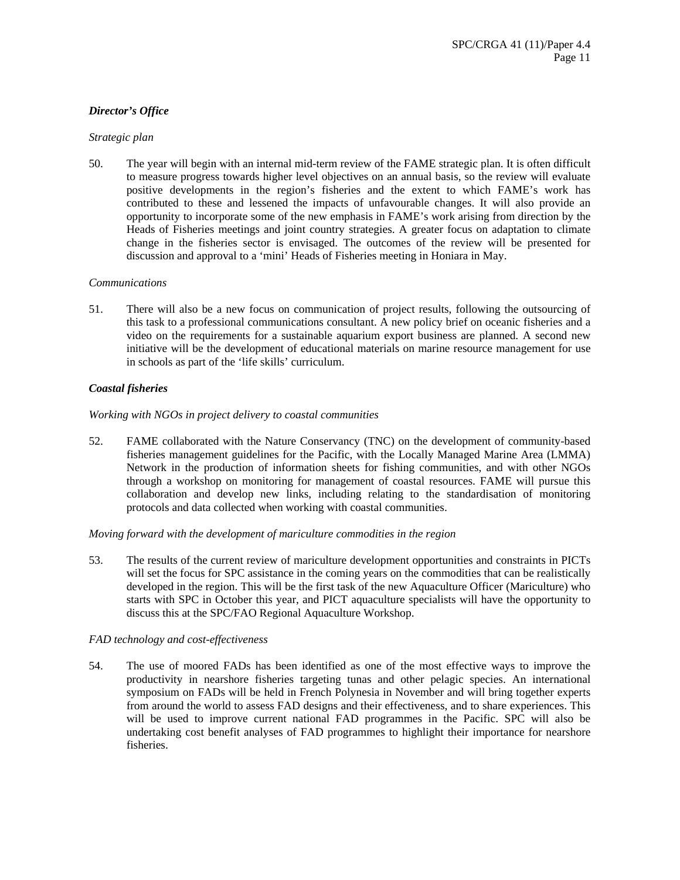***Director's Office***

*Strategic plan*

50. The year will begin with an internal mid-term review of the FAME strategic plan. It is often difficult to measure progress towards higher level objectives on an annual basis, so the review will evaluate positive developments in the region's fisheries and the extent to which FAME's work has contributed to these and lessened the impacts of unfavourable changes. It will also provide an opportunity to incorporate some of the new emphasis in FAME's work arising from direction by the Heads of Fisheries meetings and joint country strategies. A greater focus on adaptation to climate change in the fisheries sector is envisaged. The outcomes of the review will be presented for discussion and approval to a 'mini' Heads of Fisheries meeting in Honiara in May.

*Communications*

51. There will also be a new focus on communication of project results, following the outsourcing of this task to a professional communications consultant. A new policy brief on oceanic fisheries and a video on the requirements for a sustainable aquarium export business are planned. A second new initiative will be the development of educational materials on marine resource management for use in schools as part of the 'life skills' curriculum.

***Coastal fisheries***

*Working with NGOs in project delivery to coastal communities*

52. FAME collaborated with the Nature Conservancy (TNC) on the development of community-based fisheries management guidelines for the Pacific, with the Locally Managed Marine Area (LMMA) Network in the production of information sheets for fishing communities, and with other NGOs through a workshop on monitoring for management of coastal resources. FAME will pursue this collaboration and develop new links, including relating to the standardisation of monitoring protocols and data collected when working with coastal communities.

*Moving forward with the development of mariculture commodities in the region*

53. The results of the current review of mariculture development opportunities and constraints in PICTs will set the focus for SPC assistance in the coming years on the commodities that can be realistically developed in the region. This will be the first task of the new Aquaculture Officer (Mariculture) who starts with SPC in October this year, and PICT aquaculture specialists will have the opportunity to discuss this at the SPC/FAO Regional Aquaculture Workshop.

*FAD technology and cost-effectiveness*

54. The use of moored FADs has been identified as one of the most effective ways to improve the productivity in nearshore fisheries targeting tunas and other pelagic species. An international symposium on FADs will be held in French Polynesia in November and will bring together experts from around the world to assess FAD designs and their effectiveness, and to share experiences. This will be used to improve current national FAD programmes in the Pacific. SPC will also be undertaking cost benefit analyses of FAD programmes to highlight their importance for nearshore fisheries.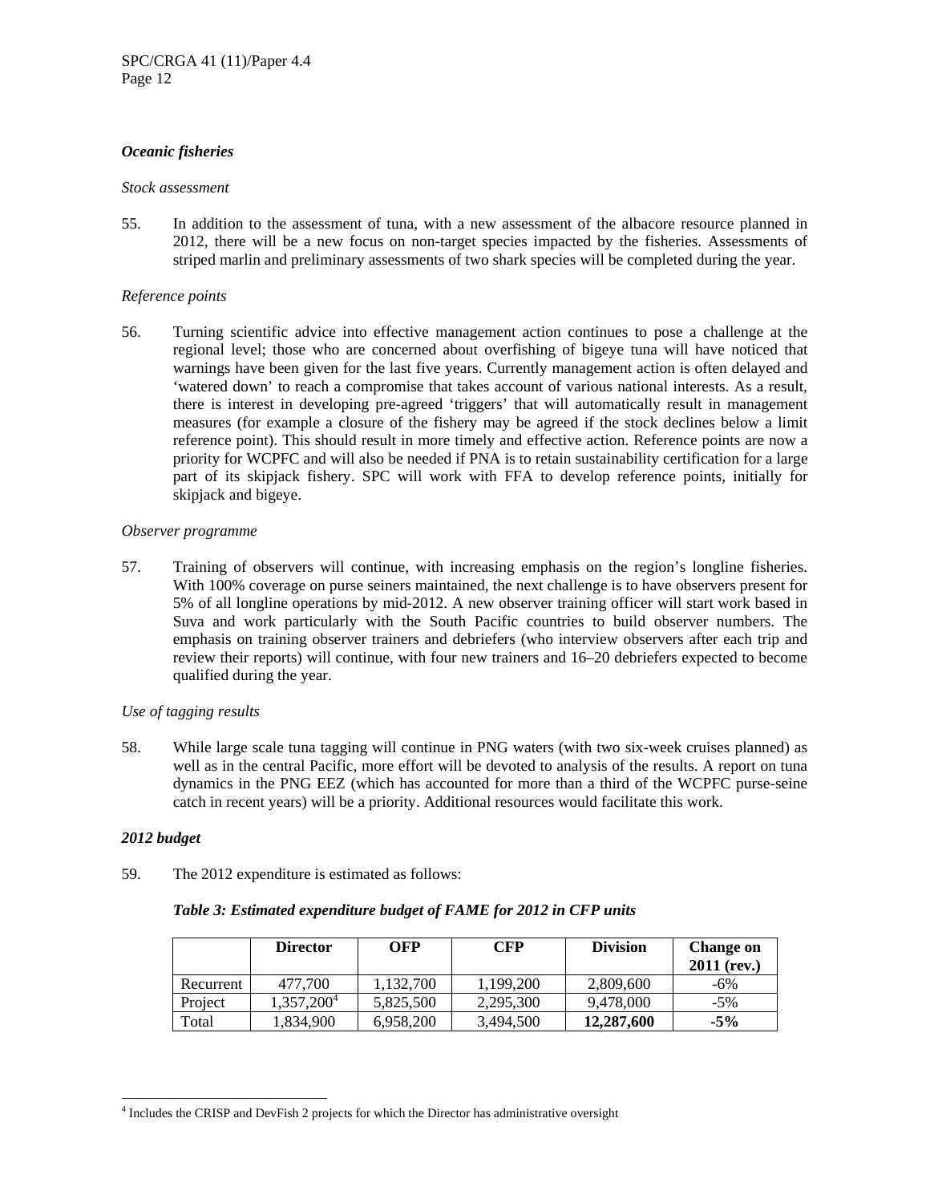### *Oceanic fisheries*

*Stock assessment*

55. In addition to the assessment of tuna, with a new assessment of the albacore resource planned in 2012, there will be a new focus on non-target species impacted by the fisheries. Assessments of striped marlin and preliminary assessments of two shark species will be completed during the year.

*Reference points*

56. Turning scientific advice into effective management action continues to pose a challenge at the regional level; those who are concerned about overfishing of bigeye tuna will have noticed that warnings have been given for the last five years. Currently management action is often delayed and 'watered down' to reach a compromise that takes account of various national interests. As a result, there is interest in developing pre-agreed 'triggers' that will automatically result in management measures (for example a closure of the fishery may be agreed if the stock declines below a limit reference point). This should result in more timely and effective action. Reference points are now a priority for WCPFC and will also be needed if PNA is to retain sustainability certification for a large part of its skipjack fishery. SPC will work with FFA to develop reference points, initially for skipjack and bigeye.

*Observer programme*

57. Training of observers will continue, with increasing emphasis on the region's longline fisheries. With 100% coverage on purse seiners maintained, the next challenge is to have observers present for 5% of all longline operations by mid-2012. A new observer training officer will start work based in Suva and work particularly with the South Pacific countries to build observer numbers. The emphasis on training observer trainers and debriefers (who interview observers after each trip and review their reports) will continue, with four new trainers and 16–20 debriefers expected to become qualified during the year.

*Use of tagging results*

58. While large scale tuna tagging will continue in PNG waters (with two six-week cruises planned) as well as in the central Pacific, more effort will be devoted to analysis of the results. A report on tuna dynamics in the PNG EEZ (which has accounted for more than a third of the WCPFC purse-seine catch in recent years) will be a priority. Additional resources would facilitate this work.

### *2012 budget*

59. The 2012 expenditure is estimated as follows:

***Table 3: Estimated expenditure budget of FAME for 2012 in CFP units***

| | **Director** | **OFP** | **CFP** | **Division** | **Change on 2011 (rev.)** |
|---|---|---|---|---|---|
| Recurrent | 477,700 | 1,132,700 | 1,199,200 | 2,809,600 | -6% |
| Project | 1,357,200[4] | 5,825,500 | 2,295,300 | 9,478,000 | -5% |
| Total | 1,834,900 | 6,958,200 | 3,494,500 | **12,287,600** | **-5%** |

[4] Includes the CRISP and DevFish 2 projects for which the Director has administrative oversight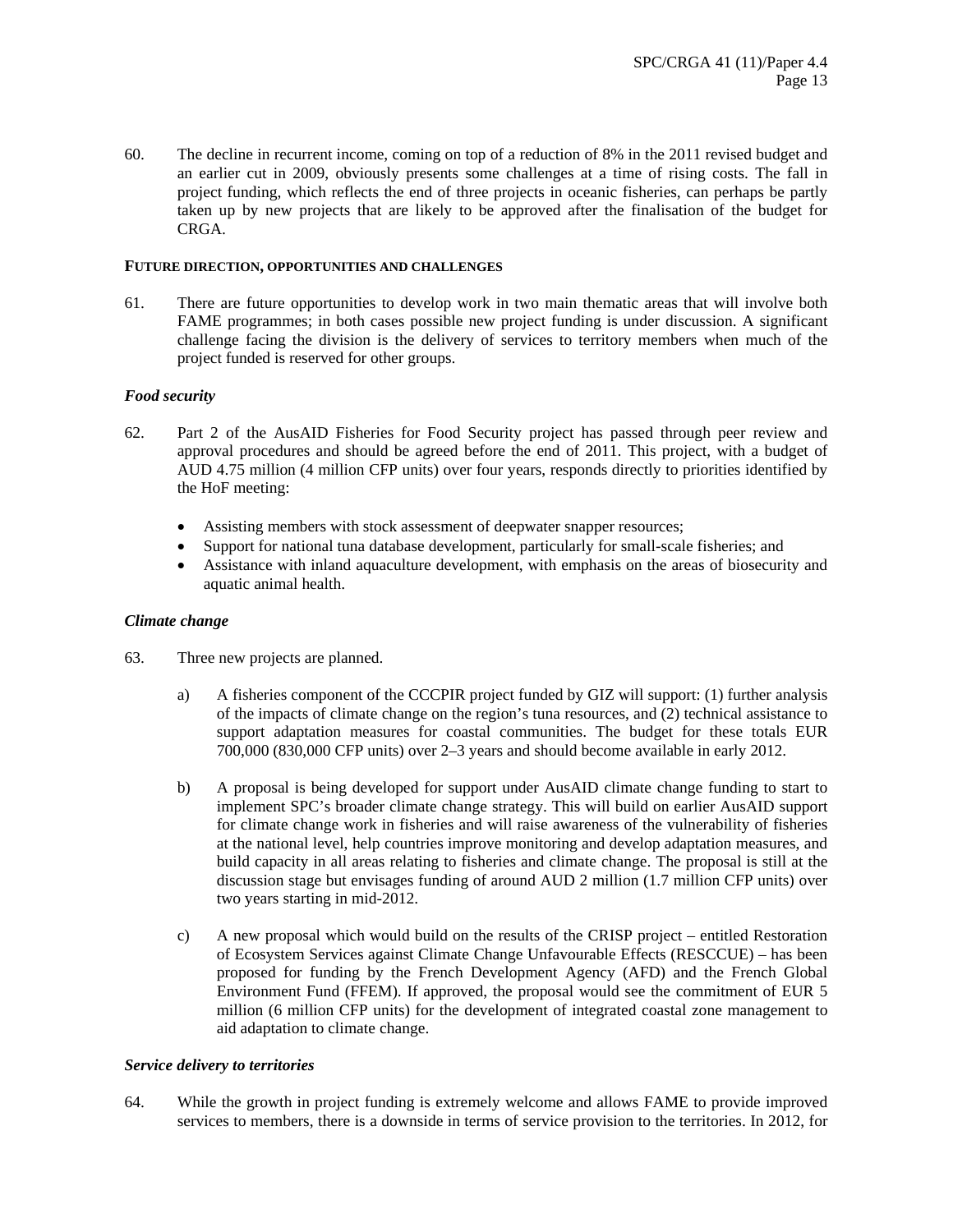60. The decline in recurrent income, coming on top of a reduction of 8% in the 2011 revised budget and an earlier cut in 2009, obviously presents some challenges at a time of rising costs. The fall in project funding, which reflects the end of three projects in oceanic fisheries, can perhaps be partly taken up by new projects that are likely to be approved after the finalisation of the budget for CRGA.

**FUTURE DIRECTION, OPPORTUNITIES AND CHALLENGES**

61. There are future opportunities to develop work in two main thematic areas that will involve both FAME programmes; in both cases possible new project funding is under discussion. A significant challenge facing the division is the delivery of services to territory members when much of the project funded is reserved for other groups.

*Food security*

62. Part 2 of the AusAID Fisheries for Food Security project has passed through peer review and approval procedures and should be agreed before the end of 2011. This project, with a budget of AUD 4.75 million (4 million CFP units) over four years, responds directly to priorities identified by the HoF meeting:

- Assisting members with stock assessment of deepwater snapper resources;
- Support for national tuna database development, particularly for small-scale fisheries; and
- Assistance with inland aquaculture development, with emphasis on the areas of biosecurity and aquatic animal health.

*Climate change*

63. Three new projects are planned.

a) A fisheries component of the CCCPIR project funded by GIZ will support: (1) further analysis of the impacts of climate change on the region's tuna resources, and (2) technical assistance to support adaptation measures for coastal communities. The budget for these totals EUR 700,000 (830,000 CFP units) over 2–3 years and should become available in early 2012.

b) A proposal is being developed for support under AusAID climate change funding to start to implement SPC's broader climate change strategy. This will build on earlier AusAID support for climate change work in fisheries and will raise awareness of the vulnerability of fisheries at the national level, help countries improve monitoring and develop adaptation measures, and build capacity in all areas relating to fisheries and climate change. The proposal is still at the discussion stage but envisages funding of around AUD 2 million (1.7 million CFP units) over two years starting in mid-2012.

c) A new proposal which would build on the results of the CRISP project – entitled Restoration of Ecosystem Services against Climate Change Unfavourable Effects (RESCCUE) – has been proposed for funding by the French Development Agency (AFD) and the French Global Environment Fund (FFEM). If approved, the proposal would see the commitment of EUR 5 million (6 million CFP units) for the development of integrated coastal zone management to aid adaptation to climate change.

*Service delivery to territories*

64. While the growth in project funding is extremely welcome and allows FAME to provide improved services to members, there is a downside in terms of service provision to the territories. In 2012, for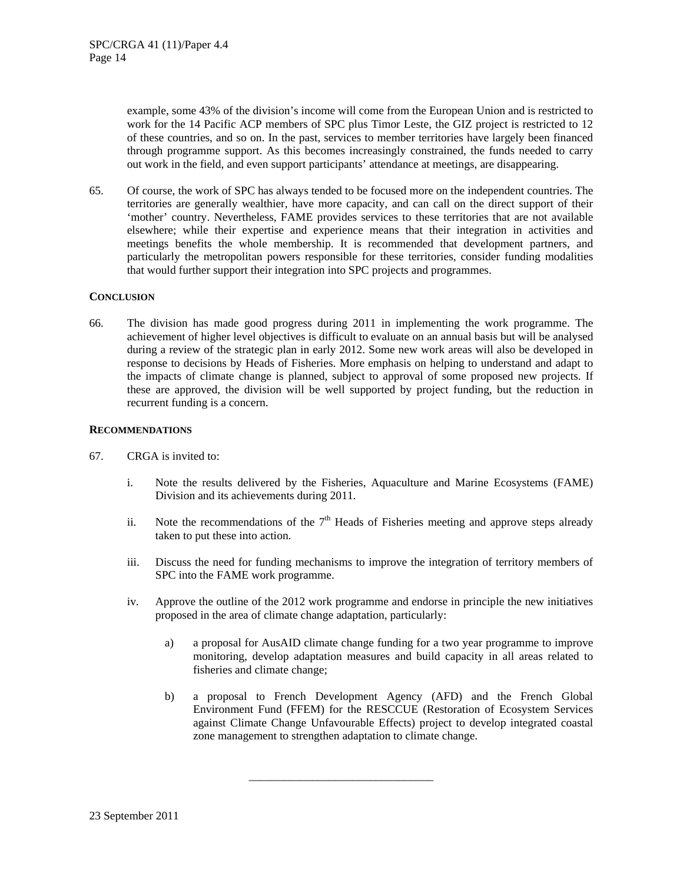example, some 43% of the division's income will come from the European Union and is restricted to work for the 14 Pacific ACP members of SPC plus Timor Leste, the GIZ project is restricted to 12 of these countries, and so on. In the past, services to member territories have largely been financed through programme support. As this becomes increasingly constrained, the funds needed to carry out work in the field, and even support participants' attendance at meetings, are disappearing.

65. Of course, the work of SPC has always tended to be focused more on the independent countries. The territories are generally wealthier, have more capacity, and can call on the direct support of their 'mother' country. Nevertheless, FAME provides services to these territories that are not available elsewhere; while their expertise and experience means that their integration in activities and meetings benefits the whole membership. It is recommended that development partners, and particularly the metropolitan powers responsible for these territories, consider funding modalities that would further support their integration into SPC projects and programmes.

## CONCLUSION

66. The division has made good progress during 2011 in implementing the work programme. The achievement of higher level objectives is difficult to evaluate on an annual basis but will be analysed during a review of the strategic plan in early 2012. Some new work areas will also be developed in response to decisions by Heads of Fisheries. More emphasis on helping to understand and adapt to the impacts of climate change is planned, subject to approval of some proposed new projects. If these are approved, the division will be well supported by project funding, but the reduction in recurrent funding is a concern.

## RECOMMENDATIONS

67. CRGA is invited to:

i. Note the results delivered by the Fisheries, Aquaculture and Marine Ecosystems (FAME) Division and its achievements during 2011.

ii. Note the recommendations of the 7th Heads of Fisheries meeting and approve steps already taken to put these into action.

iii. Discuss the need for funding mechanisms to improve the integration of territory members of SPC into the FAME work programme.

iv. Approve the outline of the 2012 work programme and endorse in principle the new initiatives proposed in the area of climate change adaptation, particularly:

   a) a proposal for AusAID climate change funding for a two year programme to improve monitoring, develop adaptation measures and build capacity in all areas related to fisheries and climate change;

   b) a proposal to French Development Agency (AFD) and the French Global Environment Fund (FFEM) for the RESCCUE (Restoration of Ecosystem Services against Climate Change Unfavourable Effects) project to develop integrated coastal zone management to strengthen adaptation to climate change.

---

23 September 2011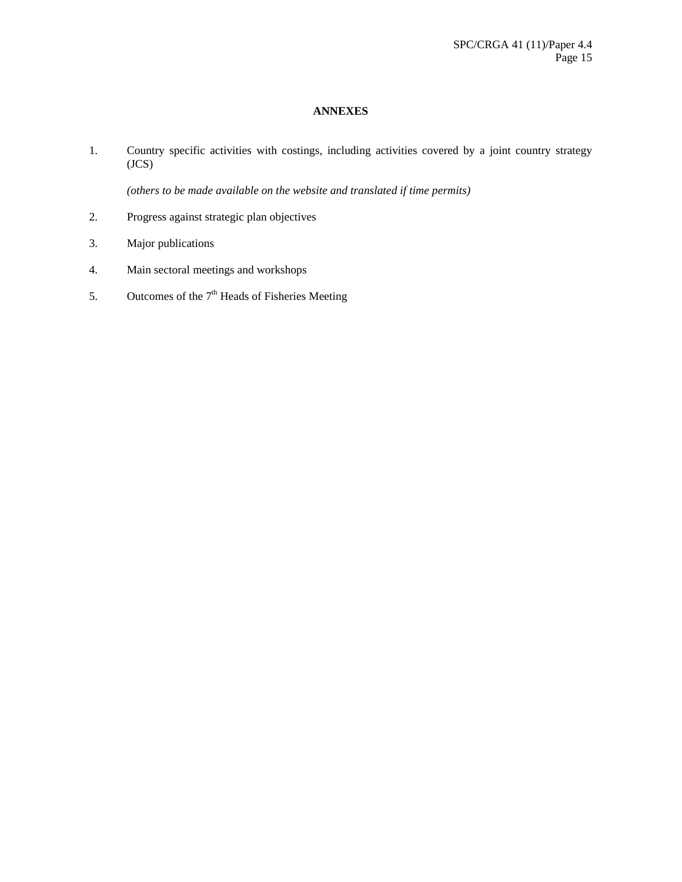## ANNEXES

1. Country specific activities with costings, including activities covered by a joint country strategy (JCS)

   *(others to be made available on the website and translated if time permits)*

2. Progress against strategic plan objectives

3. Major publications

4. Main sectoral meetings and workshops

5. Outcomes of the 7th Heads of Fisheries Meeting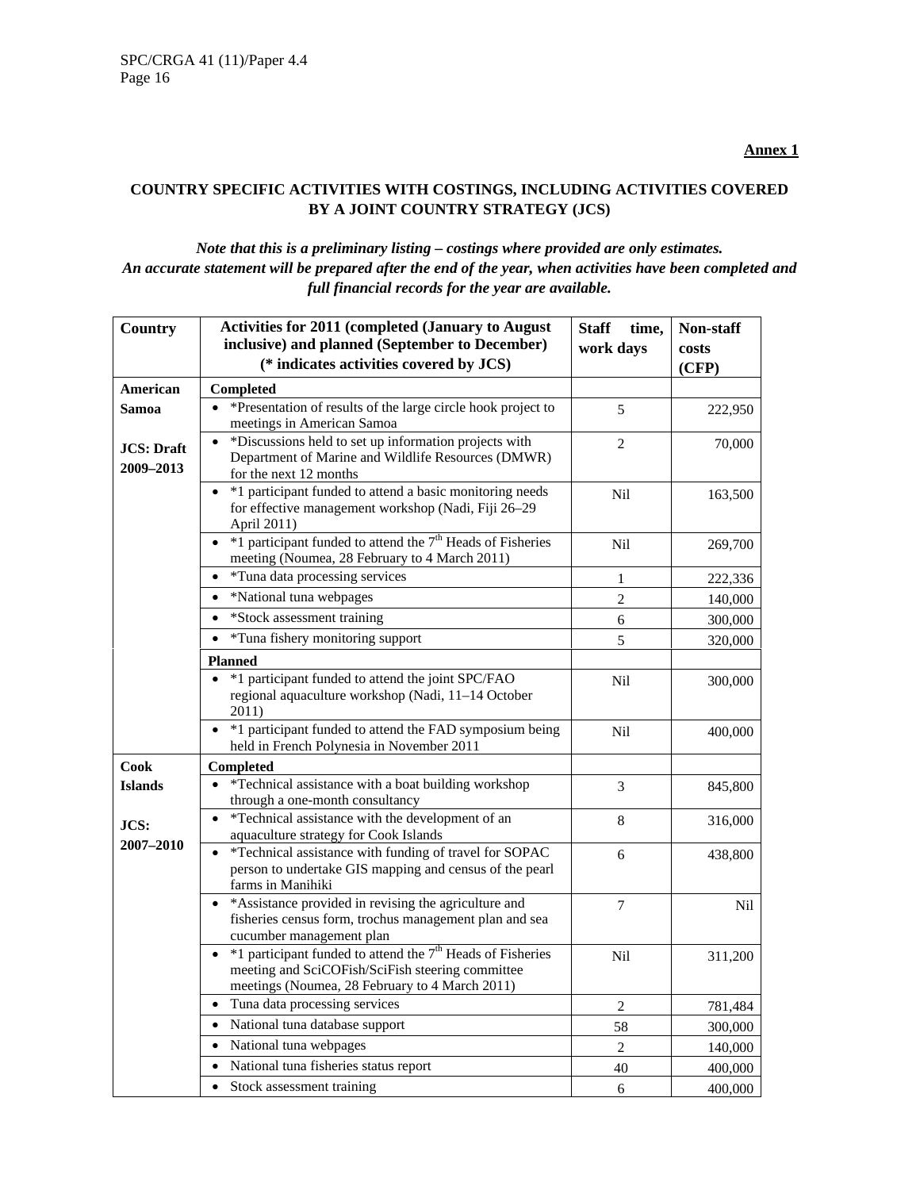**Annex 1**

**COUNTRY SPECIFIC ACTIVITIES WITH COSTINGS, INCLUDING ACTIVITIES COVERED BY A JOINT COUNTRY STRATEGY (JCS)**

***Note that this is a preliminary listing – costings where provided are only estimates. An accurate statement will be prepared after the end of the year, when activities have been completed and full financial records for the year are available.***

| Country | Activities for 2011 (completed (January to August inclusive) and planned (September to December) (* indicates activities covered by JCS) | Staff time, work days | Non-staff costs (CFP) |
|---|---|---|---|
| **American Samoa**<br><br>**JCS: Draft 2009–2013** | **Completed** | | |
| | • *Presentation of results of the large circle hook project to meetings in American Samoa | 5 | 222,950 |
| | • *Discussions held to set up information projects with Department of Marine and Wildlife Resources (DMWR) for the next 12 months | 2 | 70,000 |
| | • *1 participant funded to attend a basic monitoring needs for effective management workshop (Nadi, Fiji 26–29 April 2011) | Nil | 163,500 |
| | • *1 participant funded to attend the 7th Heads of Fisheries meeting (Noumea, 28 February to 4 March 2011) | Nil | 269,700 |
| | • *Tuna data processing services | 1 | 222,336 |
| | • *National tuna webpages | 2 | 140,000 |
| | • *Stock assessment training | 6 | 300,000 |
| | • *Tuna fishery monitoring support | 5 | 320,000 |
| | **Planned** | | |
| | • *1 participant funded to attend the joint SPC/FAO regional aquaculture workshop (Nadi, 11–14 October 2011) | Nil | 300,000 |
| | • *1 participant funded to attend the FAD symposium being held in French Polynesia in November 2011 | Nil | 400,000 |
| **Cook Islands**<br><br>**JCS: 2007–2010** | **Completed** | | |
| | • *Technical assistance with a boat building workshop through a one-month consultancy | 3 | 845,800 |
| | • *Technical assistance with the development of an aquaculture strategy for Cook Islands | 8 | 316,000 |
| | • *Technical assistance with funding of travel for SOPAC person to undertake GIS mapping and census of the pearl farms in Manihiki | 6 | 438,800 |
| | • *Assistance provided in revising the agriculture and fisheries census form, trochus management plan and sea cucumber management plan | 7 | Nil |
| | • *1 participant funded to attend the 7th Heads of Fisheries meeting and SciCOFish/SciFish steering committee meetings (Noumea, 28 February to 4 March 2011) | Nil | 311,200 |
| | • Tuna data processing services | 2 | 781,484 |
| | • National tuna database support | 58 | 300,000 |
| | • National tuna webpages | 2 | 140,000 |
| | • National tuna fisheries status report | 40 | 400,000 |
| | • Stock assessment training | 6 | 400,000 |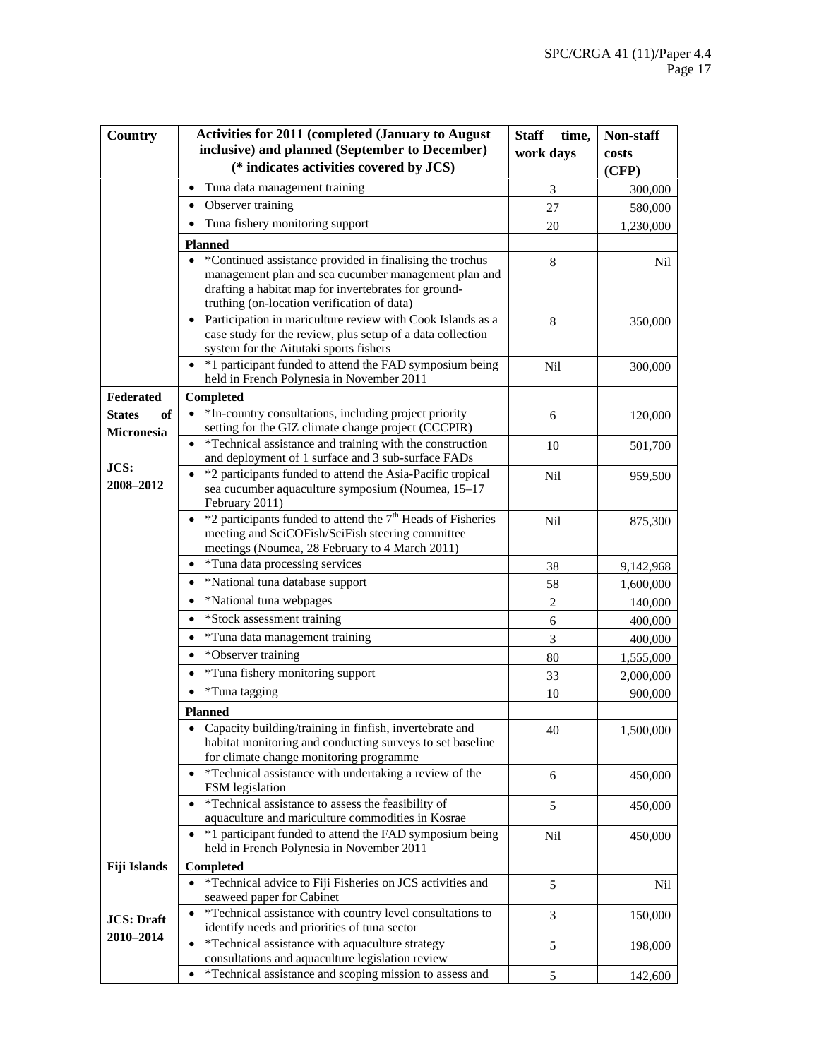| Country | Activities for 2011 (completed (January to August inclusive) and planned (September to December) (* indicates activities covered by JCS) | Staff time, work days | Non-staff costs (CFP) |
|---|---|---|---|
| | • Tuna data management training | 3 | 300,000 |
| | • Observer training | 27 | 580,000 |
| | • Tuna fishery monitoring support | 20 | 1,230,000 |
| | **Planned** | | |
| | • *Continued assistance provided in finalising the trochus management plan and sea cucumber management plan and drafting a habitat map for invertebrates for ground-truthing (on-location verification of data) | 8 | Nil |
| | • Participation in mariculture review with Cook Islands as a case study for the review, plus setup of a data collection system for the Aitutaki sports fishers | 8 | 350,000 |
| | • *1 participant funded to attend the FAD symposium being held in French Polynesia in November 2011 | Nil | 300,000 |
| **Federated States of Micronesia**<br><br>**JCS: 2008–2012** | **Completed** | | |
| | • *In-country consultations, including project priority setting for the GIZ climate change project (CCCPIR) | 6 | 120,000 |
| | • *Technical assistance and training with the construction and deployment of 1 surface and 3 sub-surface FADs | 10 | 501,700 |
| | • *2 participants funded to attend the Asia-Pacific tropical sea cucumber aquaculture symposium (Noumea, 15–17 February 2011) | Nil | 959,500 |
| | • *2 participants funded to attend the 7th Heads of Fisheries meeting and SciCOFish/SciFish steering committee meetings (Noumea, 28 February to 4 March 2011) | Nil | 875,300 |
| | • *Tuna data processing services | 38 | 9,142,968 |
| | • *National tuna database support | 58 | 1,600,000 |
| | • *National tuna webpages | 2 | 140,000 |
| | • *Stock assessment training | 6 | 400,000 |
| | • *Tuna data management training | 3 | 400,000 |
| | • *Observer training | 80 | 1,555,000 |
| | • *Tuna fishery monitoring support | 33 | 2,000,000 |
| | • *Tuna tagging | 10 | 900,000 |
| | **Planned** | | |
| | • Capacity building/training in finfish, invertebrate and habitat monitoring and conducting surveys to set baseline for climate change monitoring programme | 40 | 1,500,000 |
| | • *Technical assistance with undertaking a review of the FSM legislation | 6 | 450,000 |
| | • *Technical assistance to assess the feasibility of aquaculture and mariculture commodities in Kosrae | 5 | 450,000 |
| | • *1 participant funded to attend the FAD symposium being held in French Polynesia in November 2011 | Nil | 450,000 |
| **Fiji Islands**<br><br>**JCS: Draft 2010–2014** | **Completed** | | |
| | • *Technical advice to Fiji Fisheries on JCS activities and seaweed paper for Cabinet | 5 | Nil |
| | • *Technical assistance with country level consultations to identify needs and priorities of tuna sector | 3 | 150,000 |
| | • *Technical assistance with aquaculture strategy consultations and aquaculture legislation review | 5 | 198,000 |
| | • *Technical assistance and scoping mission to assess and | 5 | 142,600 |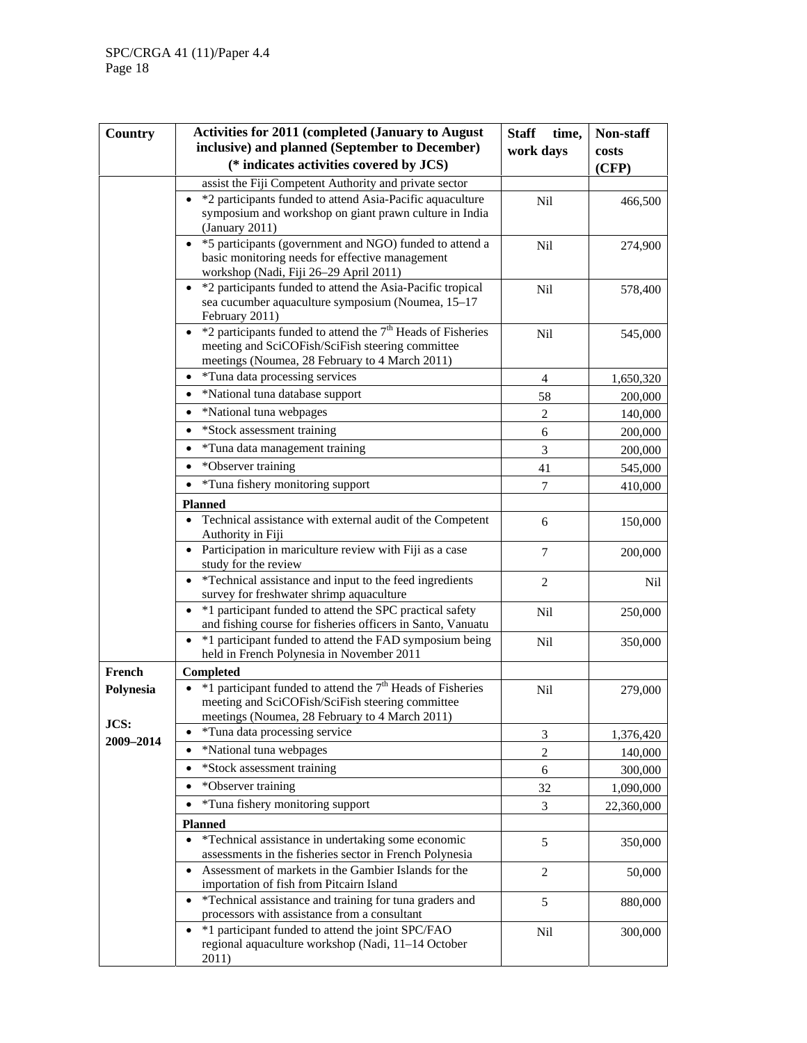| Country | Activities for 2011 (completed (January to August inclusive) and planned (September to December) (* indicates activities covered by JCS) | Staff time, work days | Non-staff costs (CFP) |
|---|---|---|---|
| | assist the Fiji Competent Authority and private sector | | |
| | • *2 participants funded to attend Asia-Pacific aquaculture symposium and workshop on giant prawn culture in India (January 2011) | Nil | 466,500 |
| | • *5 participants (government and NGO) funded to attend a basic monitoring needs for effective management workshop (Nadi, Fiji 26–29 April 2011) | Nil | 274,900 |
| | • *2 participants funded to attend the Asia-Pacific tropical sea cucumber aquaculture symposium (Noumea, 15–17 February 2011) | Nil | 578,400 |
| | • *2 participants funded to attend the 7th Heads of Fisheries meeting and SciCOFish/SciFish steering committee meetings (Noumea, 28 February to 4 March 2011) | Nil | 545,000 |
| | • *Tuna data processing services | 4 | 1,650,320 |
| | • *National tuna database support | 58 | 200,000 |
| | • *National tuna webpages | 2 | 140,000 |
| | • *Stock assessment training | 6 | 200,000 |
| | • *Tuna data management training | 3 | 200,000 |
| | • *Observer training | 41 | 545,000 |
| | • *Tuna fishery monitoring support | 7 | 410,000 |
| | **Planned** | | |
| | • Technical assistance with external audit of the Competent Authority in Fiji | 6 | 150,000 |
| | • Participation in mariculture review with Fiji as a case study for the review | 7 | 200,000 |
| | • *Technical assistance and input to the feed ingredients survey for freshwater shrimp aquaculture | 2 | Nil |
| | • *1 participant funded to attend the SPC practical safety and fishing course for fisheries officers in Santo, Vanuatu | Nil | 250,000 |
| | • *1 participant funded to attend the FAD symposium being held in French Polynesia in November 2011 | Nil | 350,000 |
| **French Polynesia** | **Completed** | | |
| **JCS: 2009–2014** | • *1 participant funded to attend the 7th Heads of Fisheries meeting and SciCOFish/SciFish steering committee meetings (Noumea, 28 February to 4 March 2011) | Nil | 279,000 |
| | • *Tuna data processing service | 3 | 1,376,420 |
| | • *National tuna webpages | 2 | 140,000 |
| | • *Stock assessment training | 6 | 300,000 |
| | • *Observer training | 32 | 1,090,000 |
| | • *Tuna fishery monitoring support | 3 | 22,360,000 |
| | **Planned** | | |
| | • *Technical assistance in undertaking some economic assessments in the fisheries sector in French Polynesia | 5 | 350,000 |
| | • Assessment of markets in the Gambier Islands for the importation of fish from Pitcairn Island | 2 | 50,000 |
| | • *Technical assistance and training for tuna graders and processors with assistance from a consultant | 5 | 880,000 |
| | • *1 participant funded to attend the joint SPC/FAO regional aquaculture workshop (Nadi, 11–14 October 2011) | Nil | 300,000 |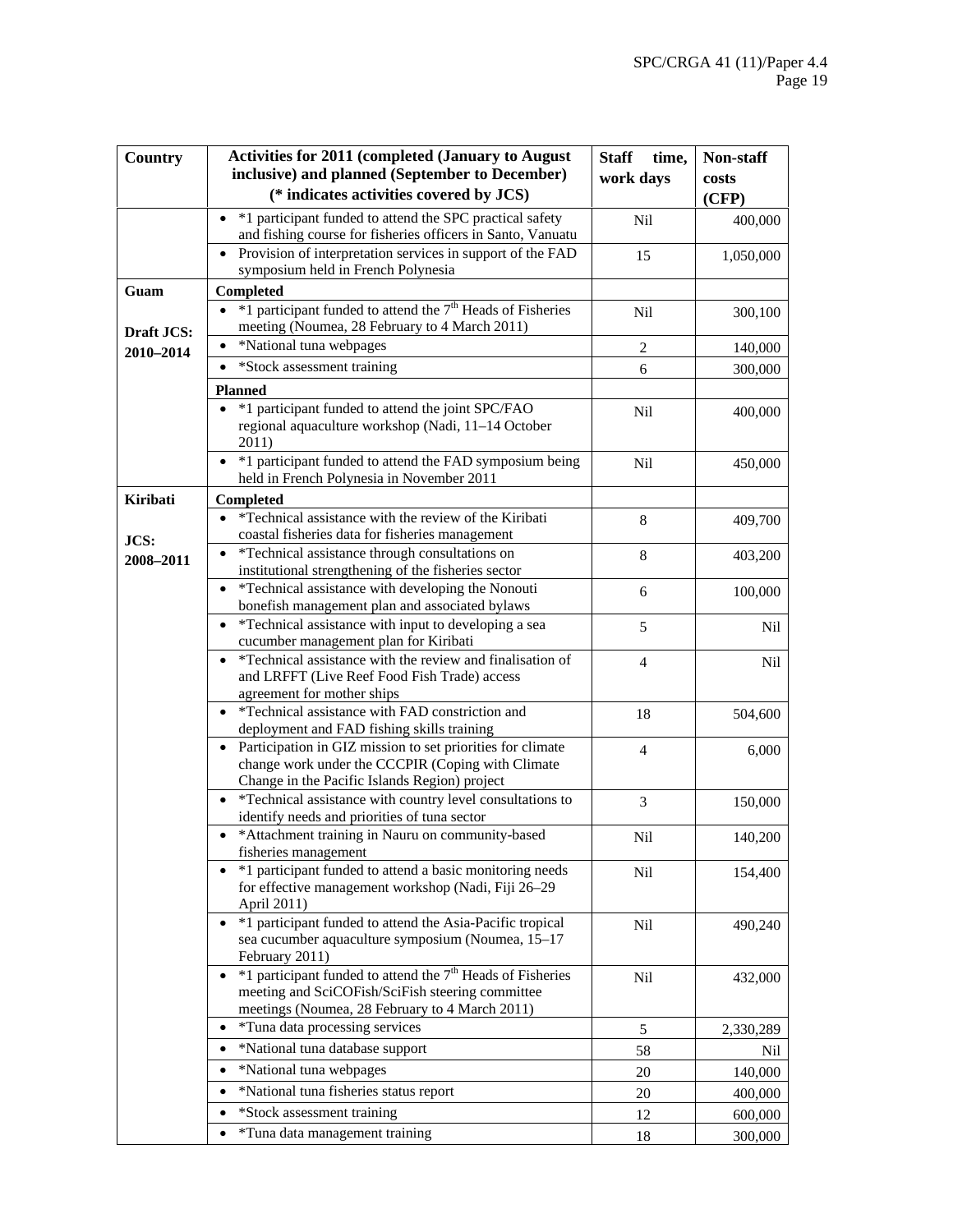| Country | Activities for 2011 (completed (January to August inclusive) and planned (September to December) (* indicates activities covered by JCS) | Staff time, work days | Non-staff costs (CFP) |
|---|---|---|---|
| | • *1 participant funded to attend the SPC practical safety and fishing course for fisheries officers in Santo, Vanuatu | Nil | 400,000 |
| | • Provision of interpretation services in support of the FAD symposium held in French Polynesia | 15 | 1,050,000 |
| **Guam**<br><br>**Draft JCS: 2010–2014** | **Completed** | | |
| | • *1 participant funded to attend the 7th Heads of Fisheries meeting (Noumea, 28 February to 4 March 2011) | Nil | 300,100 |
| | • *National tuna webpages | 2 | 140,000 |
| | • *Stock assessment training | 6 | 300,000 |
| | **Planned** | | |
| | • *1 participant funded to attend the joint SPC/FAO regional aquaculture workshop (Nadi, 11–14 October 2011) | Nil | 400,000 |
| | • *1 participant funded to attend the FAD symposium being held in French Polynesia in November 2011 | Nil | 450,000 |
| **Kiribati**<br><br>**JCS: 2008–2011** | **Completed** | | |
| | • *Technical assistance with the review of the Kiribati coastal fisheries data for fisheries management | 8 | 409,700 |
| | • *Technical assistance through consultations on institutional strengthening of the fisheries sector | 8 | 403,200 |
| | • *Technical assistance with developing the Nonouti bonefish management plan and associated bylaws | 6 | 100,000 |
| | • *Technical assistance with input to developing a sea cucumber management plan for Kiribati | 5 | Nil |
| | • *Technical assistance with the review and finalisation of and LRFFT (Live Reef Food Fish Trade) access agreement for mother ships | 4 | Nil |
| | • *Technical assistance with FAD constriction and deployment and FAD fishing skills training | 18 | 504,600 |
| | • Participation in GIZ mission to set priorities for climate change work under the CCCPIR (Coping with Climate Change in the Pacific Islands Region) project | 4 | 6,000 |
| | • *Technical assistance with country level consultations to identify needs and priorities of tuna sector | 3 | 150,000 |
| | • *Attachment training in Nauru on community-based fisheries management | Nil | 140,200 |
| | • *1 participant funded to attend a basic monitoring needs for effective management workshop (Nadi, Fiji 26–29 April 2011) | Nil | 154,400 |
| | • *1 participant funded to attend the Asia-Pacific tropical sea cucumber aquaculture symposium (Noumea, 15–17 February 2011) | Nil | 490,240 |
| | • *1 participant funded to attend the 7th Heads of Fisheries meeting and SciCOFish/SciFish steering committee meetings (Noumea, 28 February to 4 March 2011) | Nil | 432,000 |
| | • *Tuna data processing services | 5 | 2,330,289 |
| | • *National tuna database support | 58 | Nil |
| | • *National tuna webpages | 20 | 140,000 |
| | • *National tuna fisheries status report | 20 | 400,000 |
| | • *Stock assessment training | 12 | 600,000 |
| | • *Tuna data management training | 18 | 300,000 |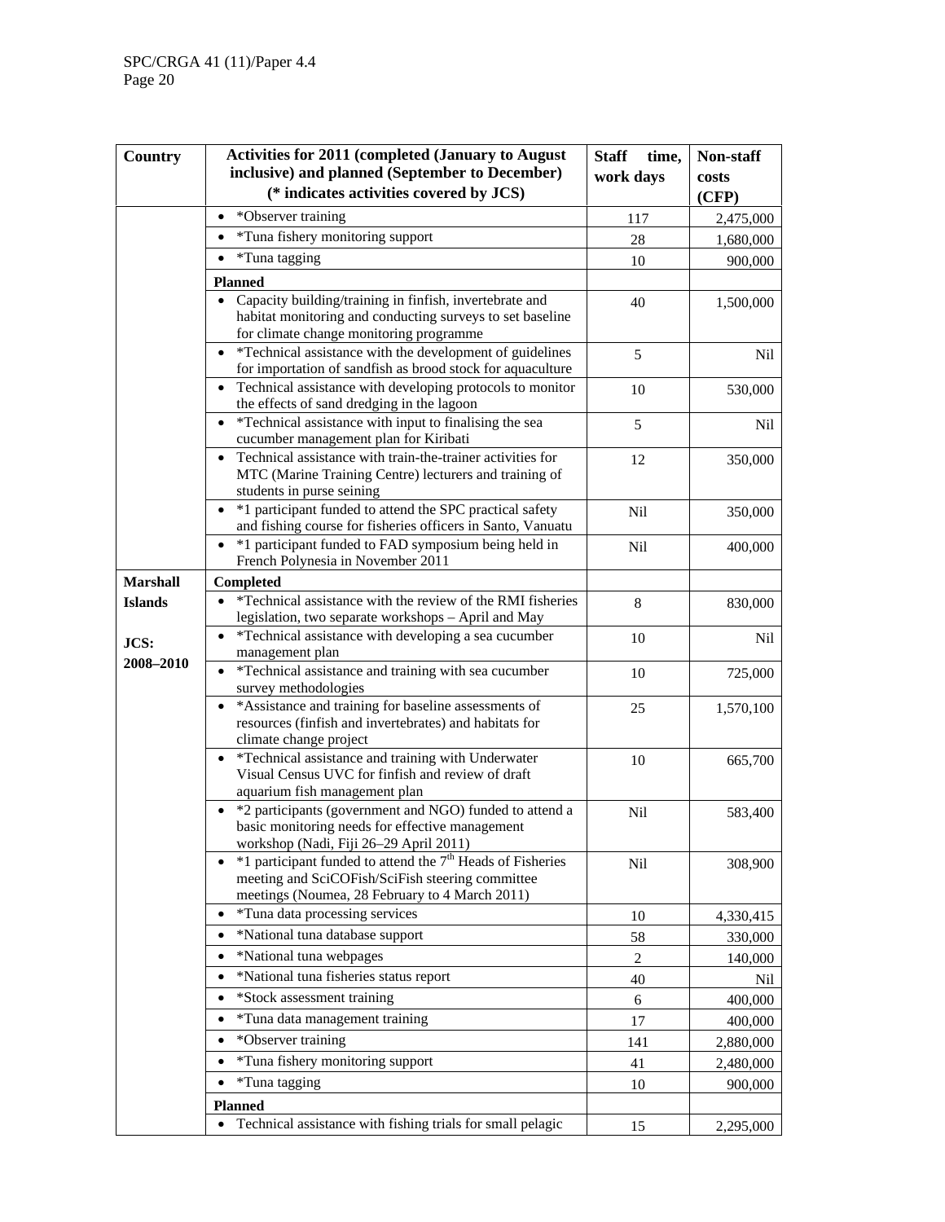| Country | Activities for 2011 (completed (January to August inclusive) and planned (September to December) (* indicates activities covered by JCS) | Staff time, work days | Non-staff costs (CFP) |
|---|---|---|---|
| | • *Observer training | 117 | 2,475,000 |
| | • *Tuna fishery monitoring support | 28 | 1,680,000 |
| | • *Tuna tagging | 10 | 900,000 |
| | **Planned** | | |
| | • Capacity building/training in finfish, invertebrate and habitat monitoring and conducting surveys to set baseline for climate change monitoring programme | 40 | 1,500,000 |
| | • *Technical assistance with the development of guidelines for importation of sandfish as brood stock for aquaculture | 5 | Nil |
| | • Technical assistance with developing protocols to monitor the effects of sand dredging in the lagoon | 10 | 530,000 |
| | • *Technical assistance with input to finalising the sea cucumber management plan for Kiribati | 5 | Nil |
| | • Technical assistance with train-the-trainer activities for MTC (Marine Training Centre) lecturers and training of students in purse seining | 12 | 350,000 |
| | • *1 participant funded to attend the SPC practical safety and fishing course for fisheries officers in Santo, Vanuatu | Nil | 350,000 |
| | • *1 participant funded to FAD symposium being held in French Polynesia in November 2011 | Nil | 400,000 |
| **Marshall Islands** **JCS: 2008–2010** | **Completed** | | |
| | • *Technical assistance with the review of the RMI fisheries legislation, two separate workshops – April and May | 8 | 830,000 |
| | • *Technical assistance with developing a sea cucumber management plan | 10 | Nil |
| | • *Technical assistance and training with sea cucumber survey methodologies | 10 | 725,000 |
| | • *Assistance and training for baseline assessments of resources (finfish and invertebrates) and habitats for climate change project | 25 | 1,570,100 |
| | • *Technical assistance and training with Underwater Visual Census UVC for finfish and review of draft aquarium fish management plan | 10 | 665,700 |
| | • *2 participants (government and NGO) funded to attend a basic monitoring needs for effective management workshop (Nadi, Fiji 26–29 April 2011) | Nil | 583,400 |
| | • *1 participant funded to attend the 7th Heads of Fisheries meeting and SciCOFish/SciFish steering committee meetings (Noumea, 28 February to 4 March 2011) | Nil | 308,900 |
| | • *Tuna data processing services | 10 | 4,330,415 |
| | • *National tuna database support | 58 | 330,000 |
| | • *National tuna webpages | 2 | 140,000 |
| | • *National tuna fisheries status report | 40 | Nil |
| | • *Stock assessment training | 6 | 400,000 |
| | • *Tuna data management training | 17 | 400,000 |
| | • *Observer training | 141 | 2,880,000 |
| | • *Tuna fishery monitoring support | 41 | 2,480,000 |
| | • *Tuna tagging | 10 | 900,000 |
| | **Planned** | | |
| | • Technical assistance with fishing trials for small pelagic | 15 | 2,295,000 |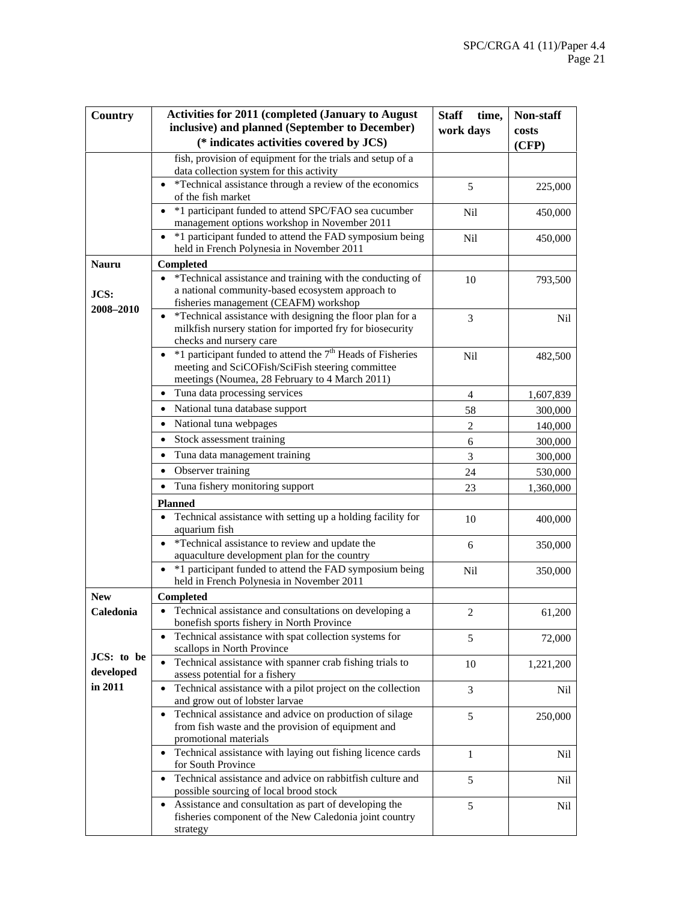| Country | Activities for 2011 (completed (January to August inclusive) and planned (September to December) (* indicates activities covered by JCS) | Staff time, work days | Non-staff costs (CFP) |
|---|---|---|---|
| | fish, provision of equipment for the trials and setup of a data collection system for this activity | | |
| | • *Technical assistance through a review of the economics of the fish market | 5 | 225,000 |
| | • *1 participant funded to attend SPC/FAO sea cucumber management options workshop in November 2011 | Nil | 450,000 |
| | • *1 participant funded to attend the FAD symposium being held in French Polynesia in November 2011 | Nil | 450,000 |
| **Nauru** | **Completed** | | |
| **JCS: 2008–2010** | • *Technical assistance and training with the conducting of a national community-based ecosystem approach to fisheries management (CEAFM) workshop | 10 | 793,500 |
| | • *Technical assistance with designing the floor plan for a milkfish nursery station for imported fry for biosecurity checks and nursery care | 3 | Nil |
| | • *1 participant funded to attend the 7th Heads of Fisheries meeting and SciCOFish/SciFish steering committee meetings (Noumea, 28 February to 4 March 2011) | Nil | 482,500 |
| | • Tuna data processing services | 4 | 1,607,839 |
| | • National tuna database support | 58 | 300,000 |
| | • National tuna webpages | 2 | 140,000 |
| | • Stock assessment training | 6 | 300,000 |
| | • Tuna data management training | 3 | 300,000 |
| | • Observer training | 24 | 530,000 |
| | • Tuna fishery monitoring support | 23 | 1,360,000 |
| | **Planned** | | |
| | • Technical assistance with setting up a holding facility for aquarium fish | 10 | 400,000 |
| | • *Technical assistance to review and update the aquaculture development plan for the country | 6 | 350,000 |
| | • *1 participant funded to attend the FAD symposium being held in French Polynesia in November 2011 | Nil | 350,000 |
| **New Caledonia** | **Completed** | | |
| | • Technical assistance and consultations on developing a bonefish sports fishery in North Province | 2 | 61,200 |
| | • Technical assistance with spat collection systems for scallops in North Province | 5 | 72,000 |
| **JCS: to be developed in 2011** | • Technical assistance with spanner crab fishing trials to assess potential for a fishery | 10 | 1,221,200 |
| | • Technical assistance with a pilot project on the collection and grow out of lobster larvae | 3 | Nil |
| | • Technical assistance and advice on production of silage from fish waste and the provision of equipment and promotional materials | 5 | 250,000 |
| | • Technical assistance with laying out fishing licence cards for South Province | 1 | Nil |
| | • Technical assistance and advice on rabbitfish culture and possible sourcing of local brood stock | 5 | Nil |
| | • Assistance and consultation as part of developing the fisheries component of the New Caledonia joint country strategy | 5 | Nil |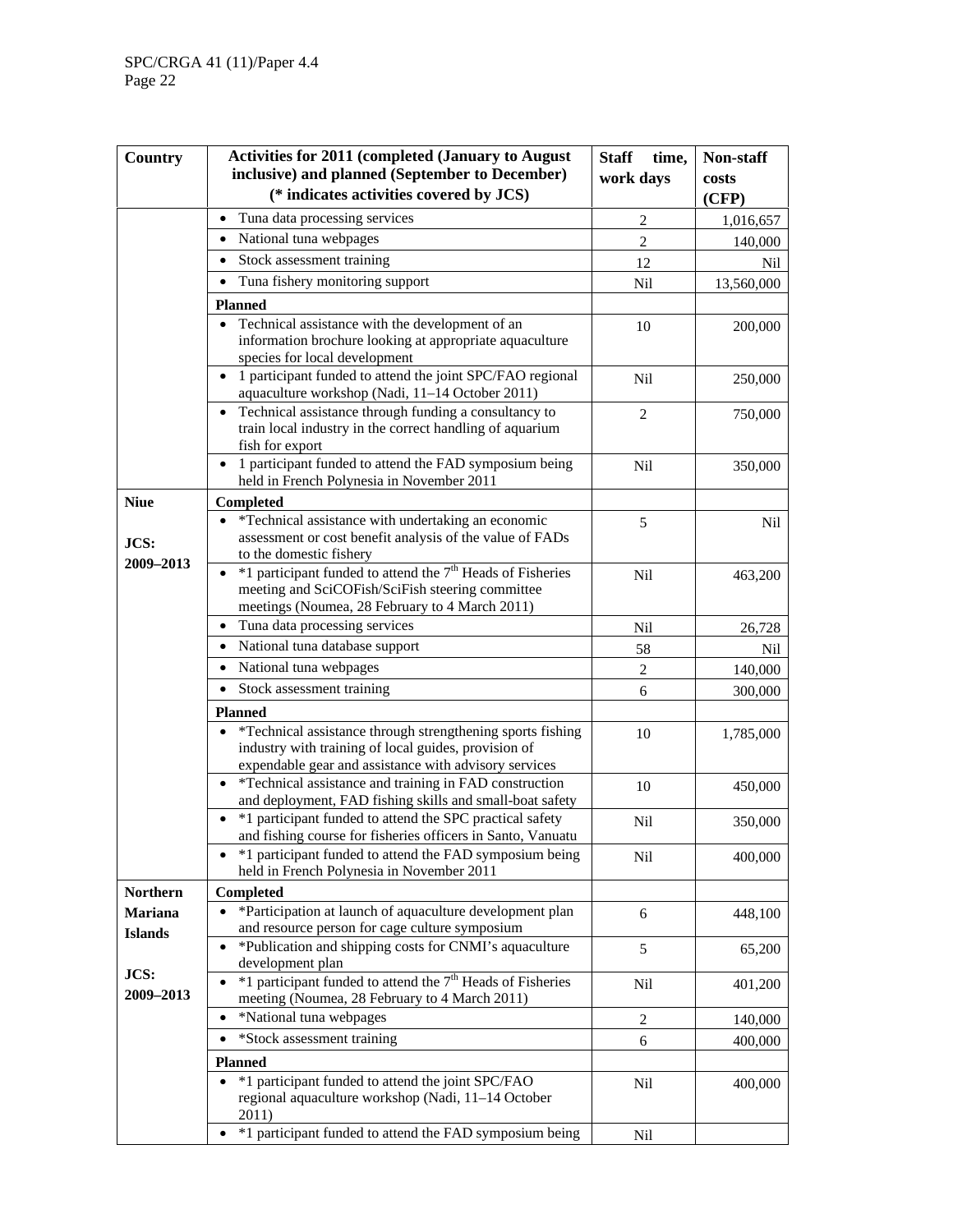| Country | Activities for 2011 (completed (January to August inclusive) and planned (September to December) (* indicates activities covered by JCS) | Staff time, work days | Non-staff costs (CFP) |
|---|---|---|---|
| | • Tuna data processing services | 2 | 1,016,657 |
| | • National tuna webpages | 2 | 140,000 |
| | • Stock assessment training | 12 | Nil |
| | • Tuna fishery monitoring support | Nil | 13,560,000 |
| | **Planned** | | |
| | • Technical assistance with the development of an information brochure looking at appropriate aquaculture species for local development | 10 | 200,000 |
| | • 1 participant funded to attend the joint SPC/FAO regional aquaculture workshop (Nadi, 11–14 October 2011) | Nil | 250,000 |
| | • Technical assistance through funding a consultancy to train local industry in the correct handling of aquarium fish for export | 2 | 750,000 |
| | • 1 participant funded to attend the FAD symposium being held in French Polynesia in November 2011 | Nil | 350,000 |
| **Niue** | **Completed** | | |
| **JCS: 2009–2013** | • *Technical assistance with undertaking an economic assessment or cost benefit analysis of the value of FADs to the domestic fishery | 5 | Nil |
| | • *1 participant funded to attend the 7th Heads of Fisheries meeting and SciCOFish/SciFish steering committee meetings (Noumea, 28 February to 4 March 2011) | Nil | 463,200 |
| | • Tuna data processing services | Nil | 26,728 |
| | • National tuna database support | 58 | Nil |
| | • National tuna webpages | 2 | 140,000 |
| | • Stock assessment training | 6 | 300,000 |
| | **Planned** | | |
| | • *Technical assistance through strengthening sports fishing industry with training of local guides, provision of expendable gear and assistance with advisory services | 10 | 1,785,000 |
| | • *Technical assistance and training in FAD construction and deployment, FAD fishing skills and small-boat safety | 10 | 450,000 |
| | • *1 participant funded to attend the SPC practical safety and fishing course for fisheries officers in Santo, Vanuatu | Nil | 350,000 |
| | • *1 participant funded to attend the FAD symposium being held in French Polynesia in November 2011 | Nil | 400,000 |
| **Northern Mariana Islands** | **Completed** | | |
| **JCS: 2009–2013** | • *Participation at launch of aquaculture development plan and resource person for cage culture symposium | 6 | 448,100 |
| | • *Publication and shipping costs for CNMI's aquaculture development plan | 5 | 65,200 |
| | • *1 participant funded to attend the 7th Heads of Fisheries meeting (Noumea, 28 February to 4 March 2011) | Nil | 401,200 |
| | • *National tuna webpages | 2 | 140,000 |
| | • *Stock assessment training | 6 | 400,000 |
| | **Planned** | | |
| | • *1 participant funded to attend the joint SPC/FAO regional aquaculture workshop (Nadi, 11–14 October 2011) | Nil | 400,000 |
| | • *1 participant funded to attend the FAD symposium being | Nil | |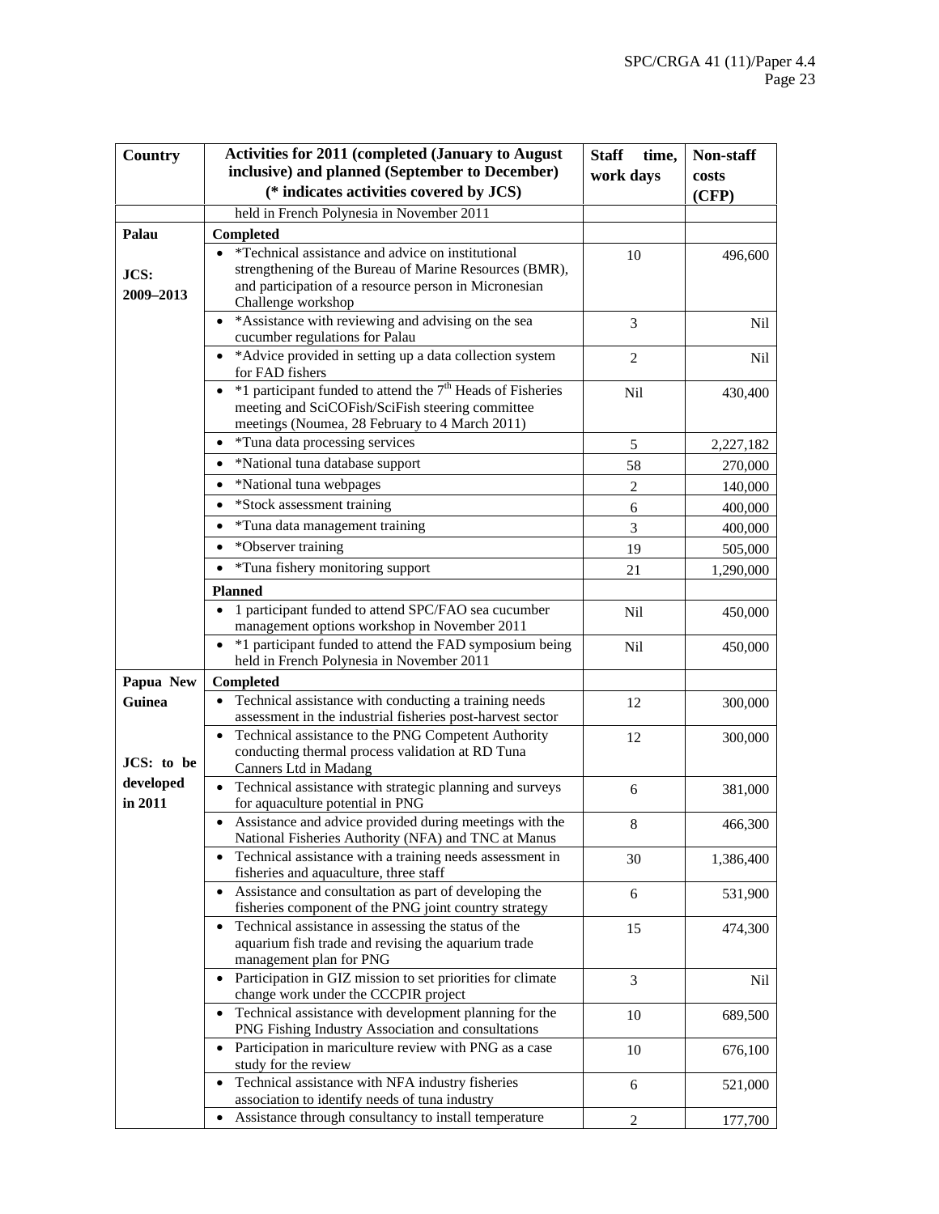| Country | Activities for 2011 (completed (January to August inclusive) and planned (September to December) (* indicates activities covered by JCS) | Staff time, work days | Non-staff costs (CFP) |
|---|---|---|---|
| | held in French Polynesia in November 2011 | | |
| Palau | **Completed** | | |
| JCS: 2009–2013 | • *Technical assistance and advice on institutional strengthening of the Bureau of Marine Resources (BMR), and participation of a resource person in Micronesian Challenge workshop | 10 | 496,600 |
| | • *Assistance with reviewing and advising on the sea cucumber regulations for Palau | 3 | Nil |
| | • *Advice provided in setting up a data collection system for FAD fishers | 2 | Nil |
| | • *1 participant funded to attend the 7th Heads of Fisheries meeting and SciCOFish/SciFish steering committee meetings (Noumea, 28 February to 4 March 2011) | Nil | 430,400 |
| | • *Tuna data processing services | 5 | 2,227,182 |
| | • *National tuna database support | 58 | 270,000 |
| | • *National tuna webpages | 2 | 140,000 |
| | • *Stock assessment training | 6 | 400,000 |
| | • *Tuna data management training | 3 | 400,000 |
| | • *Observer training | 19 | 505,000 |
| | • *Tuna fishery monitoring support | 21 | 1,290,000 |
| | **Planned** | | |
| | • 1 participant funded to attend SPC/FAO sea cucumber management options workshop in November 2011 | Nil | 450,000 |
| | • *1 participant funded to attend the FAD symposium being held in French Polynesia in November 2011 | Nil | 450,000 |
| Papua New Guinea | **Completed** | | |
| | • Technical assistance with conducting a training needs assessment in the industrial fisheries post-harvest sector | 12 | 300,000 |
| JCS: to be developed in 2011 | • Technical assistance to the PNG Competent Authority conducting thermal process validation at RD Tuna Canners Ltd in Madang | 12 | 300,000 |
| | • Technical assistance with strategic planning and surveys for aquaculture potential in PNG | 6 | 381,000 |
| | • Assistance and advice provided during meetings with the National Fisheries Authority (NFA) and TNC at Manus | 8 | 466,300 |
| | • Technical assistance with a training needs assessment in fisheries and aquaculture, three staff | 30 | 1,386,400 |
| | • Assistance and consultation as part of developing the fisheries component of the PNG joint country strategy | 6 | 531,900 |
| | • Technical assistance in assessing the status of the aquarium fish trade and revising the aquarium trade management plan for PNG | 15 | 474,300 |
| | • Participation in GIZ mission to set priorities for climate change work under the CCCPIR project | 3 | Nil |
| | • Technical assistance with development planning for the PNG Fishing Industry Association and consultations | 10 | 689,500 |
| | • Participation in mariculture review with PNG as a case study for the review | 10 | 676,100 |
| | • Technical assistance with NFA industry fisheries association to identify needs of tuna industry | 6 | 521,000 |
| | • Assistance through consultancy to install temperature | 2 | 177,700 |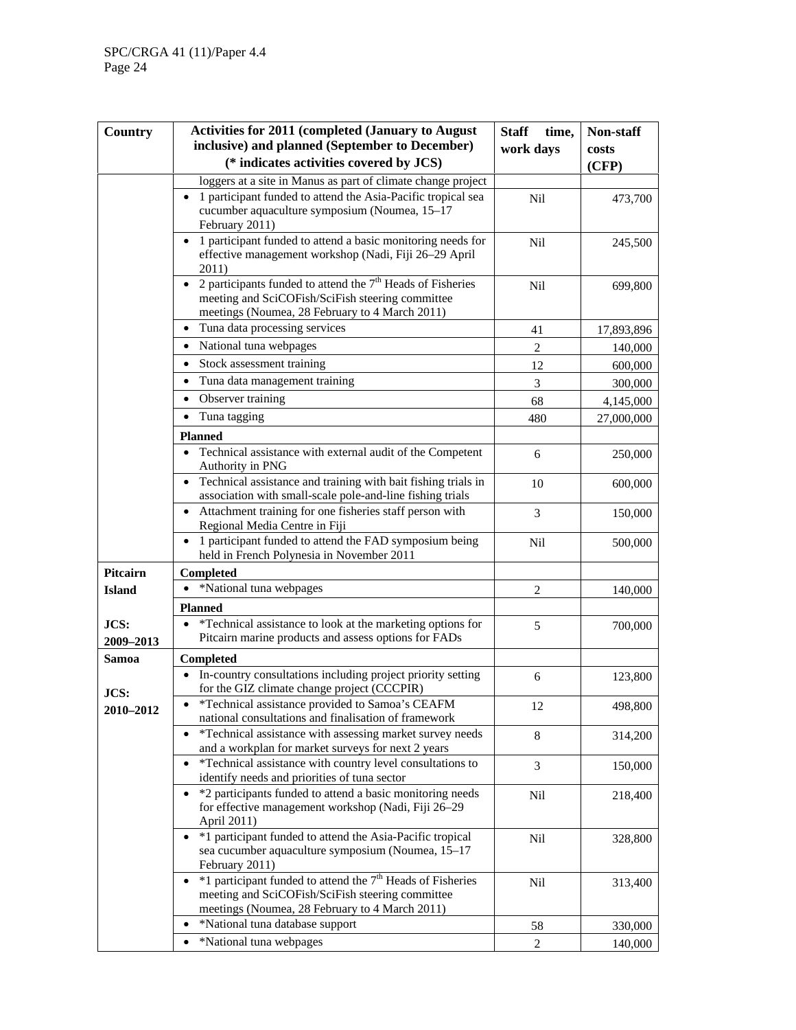| Country | Activities for 2011 (completed (January to August inclusive) and planned (September to December) (* indicates activities covered by JCS) | Staff time, work days | Non-staff costs (CFP) |
|---|---|---|---|
| | loggers at a site in Manus as part of climate change project | | |
| | • 1 participant funded to attend the Asia-Pacific tropical sea cucumber aquaculture symposium (Noumea, 15–17 February 2011) | Nil | 473,700 |
| | • 1 participant funded to attend a basic monitoring needs for effective management workshop (Nadi, Fiji 26–29 April 2011) | Nil | 245,500 |
| | • 2 participants funded to attend the 7th Heads of Fisheries meeting and SciCOFish/SciFish steering committee meetings (Noumea, 28 February to 4 March 2011) | Nil | 699,800 |
| | • Tuna data processing services | 41 | 17,893,896 |
| | • National tuna webpages | 2 | 140,000 |
| | • Stock assessment training | 12 | 600,000 |
| | • Tuna data management training | 3 | 300,000 |
| | • Observer training | 68 | 4,145,000 |
| | • Tuna tagging | 480 | 27,000,000 |
| | **Planned** | | |
| | • Technical assistance with external audit of the Competent Authority in PNG | 6 | 250,000 |
| | • Technical assistance and training with bait fishing trials in association with small-scale pole-and-line fishing trials | 10 | 600,000 |
| | • Attachment training for one fisheries staff person with Regional Media Centre in Fiji | 3 | 150,000 |
| | • 1 participant funded to attend the FAD symposium being held in French Polynesia in November 2011 | Nil | 500,000 |
| **Pitcairn Island** | **Completed** | | |
| | • *National tuna webpages | 2 | 140,000 |
| | **Planned** | | |
| **JCS: 2009–2013** | • *Technical assistance to look at the marketing options for Pitcairn marine products and assess options for FADs | 5 | 700,000 |
| **Samoa** | **Completed** | | |
| **JCS: 2010–2012** | • In-country consultations including project priority setting for the GIZ climate change project (CCCPIR) | 6 | 123,800 |
| | • *Technical assistance provided to Samoa's CEAFM national consultations and finalisation of framework | 12 | 498,800 |
| | • *Technical assistance with assessing market survey needs and a workplan for market surveys for next 2 years | 8 | 314,200 |
| | • *Technical assistance with country level consultations to identify needs and priorities of tuna sector | 3 | 150,000 |
| | • *2 participants funded to attend a basic monitoring needs for effective management workshop (Nadi, Fiji 26–29 April 2011) | Nil | 218,400 |
| | • *1 participant funded to attend the Asia-Pacific tropical sea cucumber aquaculture symposium (Noumea, 15–17 February 2011) | Nil | 328,800 |
| | • *1 participant funded to attend the 7th Heads of Fisheries meeting and SciCOFish/SciFish steering committee meetings (Noumea, 28 February to 4 March 2011) | Nil | 313,400 |
| | • *National tuna database support | 58 | 330,000 |
| | • *National tuna webpages | 2 | 140,000 |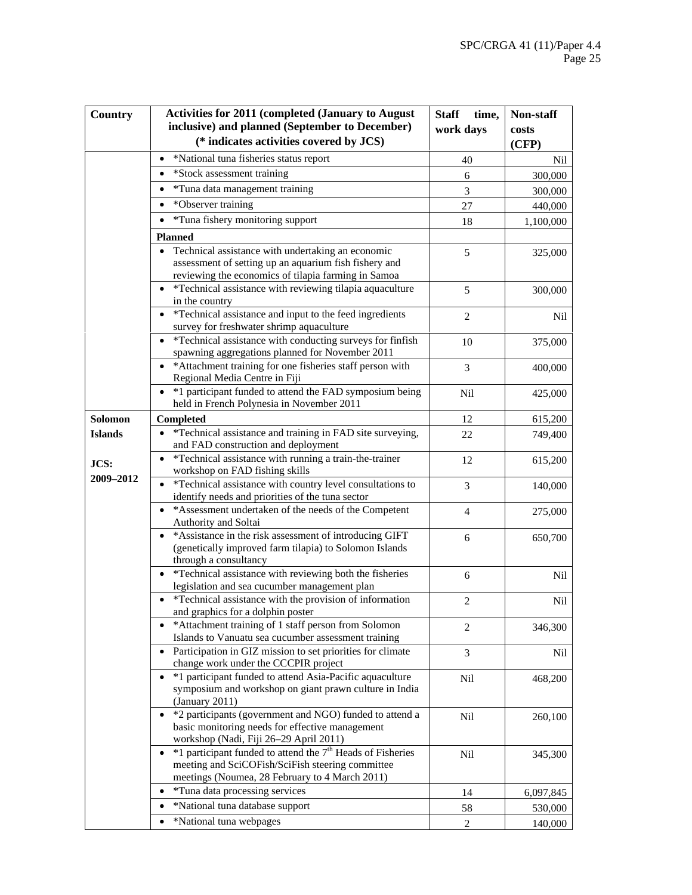| Country | Activities for 2011 (completed (January to August inclusive) and planned (September to December) (* indicates activities covered by JCS) | Staff time, work days | Non-staff costs (CFP) |
|---|---|---|---|
| | • *National tuna fisheries status report | 40 | Nil |
| | • *Stock assessment training | 6 | 300,000 |
| | • *Tuna data management training | 3 | 300,000 |
| | • *Observer training | 27 | 440,000 |
| | • *Tuna fishery monitoring support | 18 | 1,100,000 |
| | **Planned** | | |
| | • Technical assistance with undertaking an economic assessment of setting up an aquarium fish fishery and reviewing the economics of tilapia farming in Samoa | 5 | 325,000 |
| | • *Technical assistance with reviewing tilapia aquaculture in the country | 5 | 300,000 |
| | • *Technical assistance and input to the feed ingredients survey for freshwater shrimp aquaculture | 2 | Nil |
| | • *Technical assistance with conducting surveys for finfish spawning aggregations planned for November 2011 | 10 | 375,000 |
| | • *Attachment training for one fisheries staff person with Regional Media Centre in Fiji | 3 | 400,000 |
| | • *1 participant funded to attend the FAD symposium being held in French Polynesia in November 2011 | Nil | 425,000 |
| **Solomon Islands** **JCS: 2009–2012** | **Completed** | 12 | 615,200 |
| | • *Technical assistance and training in FAD site surveying, and FAD construction and deployment | 22 | 749,400 |
| | • *Technical assistance with running a train-the-trainer workshop on FAD fishing skills | 12 | 615,200 |
| | • *Technical assistance with country level consultations to identify needs and priorities of the tuna sector | 3 | 140,000 |
| | • *Assessment undertaken of the needs of the Competent Authority and Soltai | 4 | 275,000 |
| | • *Assistance in the risk assessment of introducing GIFT (genetically improved farm tilapia) to Solomon Islands through a consultancy | 6 | 650,700 |
| | • *Technical assistance with reviewing both the fisheries legislation and sea cucumber management plan | 6 | Nil |
| | • *Technical assistance with the provision of information and graphics for a dolphin poster | 2 | Nil |
| | • *Attachment training of 1 staff person from Solomon Islands to Vanuatu sea cucumber assessment training | 2 | 346,300 |
| | • Participation in GIZ mission to set priorities for climate change work under the CCCPIR project | 3 | Nil |
| | • *1 participant funded to attend Asia-Pacific aquaculture symposium and workshop on giant prawn culture in India (January 2011) | Nil | 468,200 |
| | • *2 participants (government and NGO) funded to attend a basic monitoring needs for effective management workshop (Nadi, Fiji 26–29 April 2011) | Nil | 260,100 |
| | • *1 participant funded to attend the 7th Heads of Fisheries meeting and SciCOFish/SciFish steering committee meetings (Noumea, 28 February to 4 March 2011) | Nil | 345,300 |
| | • *Tuna data processing services | 14 | 6,097,845 |
| | • *National tuna database support | 58 | 530,000 |
| | • *National tuna webpages | 2 | 140,000 |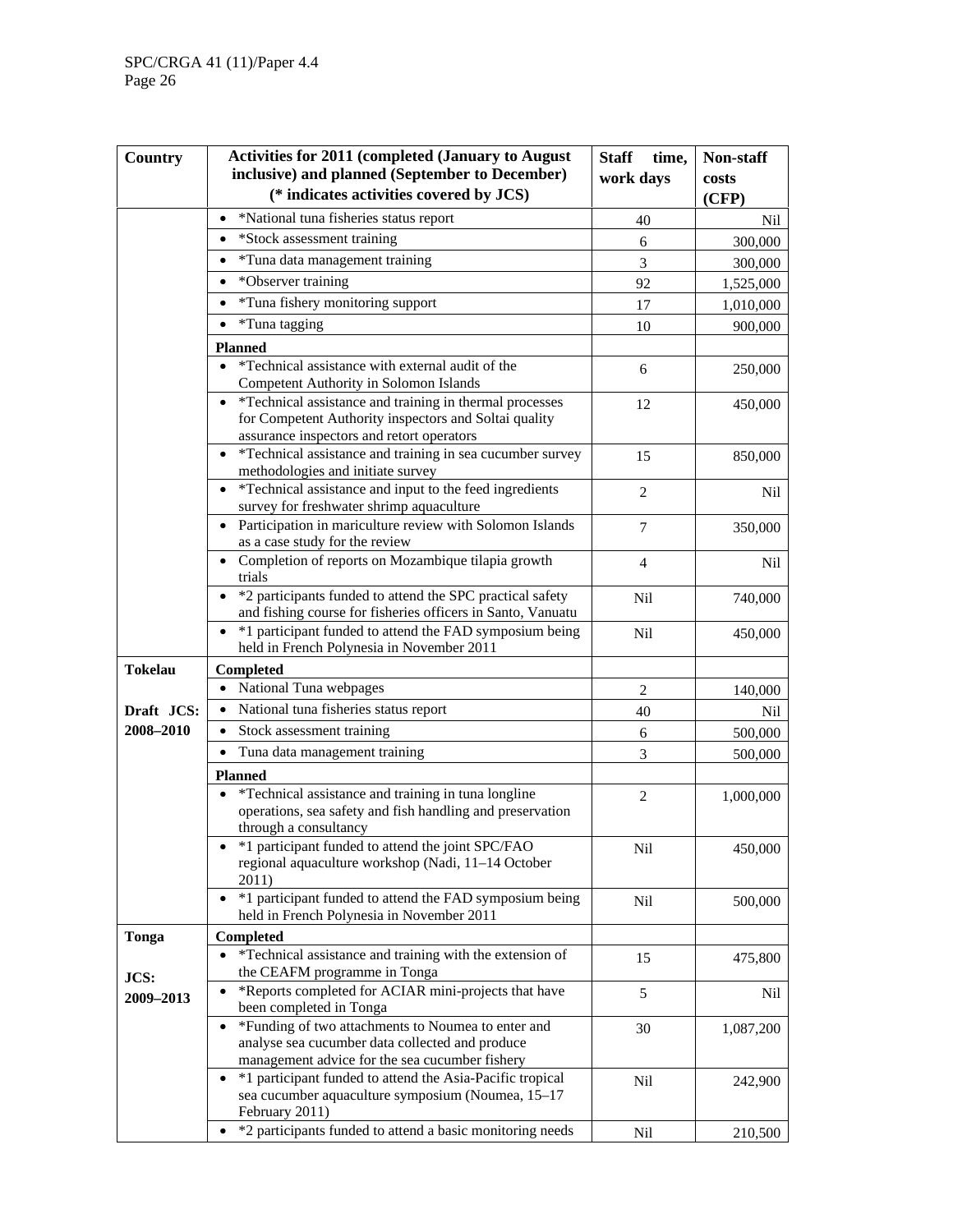| Country | Activities for 2011 (completed (January to August inclusive) and planned (September to December) (* indicates activities covered by JCS) | Staff time, work days | Non-staff costs (CFP) |
|---|---|---|---|
| | • *National tuna fisheries status report | 40 | Nil |
| | • *Stock assessment training | 6 | 300,000 |
| | • *Tuna data management training | 3 | 300,000 |
| | • *Observer training | 92 | 1,525,000 |
| | • *Tuna fishery monitoring support | 17 | 1,010,000 |
| | • *Tuna tagging | 10 | 900,000 |
| | **Planned** | | |
| | • *Technical assistance with external audit of the Competent Authority in Solomon Islands | 6 | 250,000 |
| | • *Technical assistance and training in thermal processes for Competent Authority inspectors and Soltai quality assurance inspectors and retort operators | 12 | 450,000 |
| | • *Technical assistance and training in sea cucumber survey methodologies and initiate survey | 15 | 850,000 |
| | • *Technical assistance and input to the feed ingredients survey for freshwater shrimp aquaculture | 2 | Nil |
| | • Participation in mariculture review with Solomon Islands as a case study for the review | 7 | 350,000 |
| | • Completion of reports on Mozambique tilapia growth trials | 4 | Nil |
| | • *2 participants funded to attend the SPC practical safety and fishing course for fisheries officers in Santo, Vanuatu | Nil | 740,000 |
| | • *1 participant funded to attend the FAD symposium being held in French Polynesia in November 2011 | Nil | 450,000 |
| **Tokelau** | **Completed** | | |
| | • National Tuna webpages | 2 | 140,000 |
| **Draft JCS: 2008–2010** | • National tuna fisheries status report | 40 | Nil |
| | • Stock assessment training | 6 | 500,000 |
| | • Tuna data management training | 3 | 500,000 |
| | **Planned** | | |
| | • *Technical assistance and training in tuna longline operations, sea safety and fish handling and preservation through a consultancy | 2 | 1,000,000 |
| | • *1 participant funded to attend the joint SPC/FAO regional aquaculture workshop (Nadi, 11–14 October 2011) | Nil | 450,000 |
| | • *1 participant funded to attend the FAD symposium being held in French Polynesia in November 2011 | Nil | 500,000 |
| **Tonga** | **Completed** | | |
| **JCS: 2009–2013** | • *Technical assistance and training with the extension of the CEAFM programme in Tonga | 15 | 475,800 |
| | • *Reports completed for ACIAR mini-projects that have been completed in Tonga | 5 | Nil |
| | • *Funding of two attachments to Noumea to enter and analyse sea cucumber data collected and produce management advice for the sea cucumber fishery | 30 | 1,087,200 |
| | • *1 participant funded to attend the Asia-Pacific tropical sea cucumber aquaculture symposium (Noumea, 15–17 February 2011) | Nil | 242,900 |
| | • *2 participants funded to attend a basic monitoring needs | Nil | 210,500 |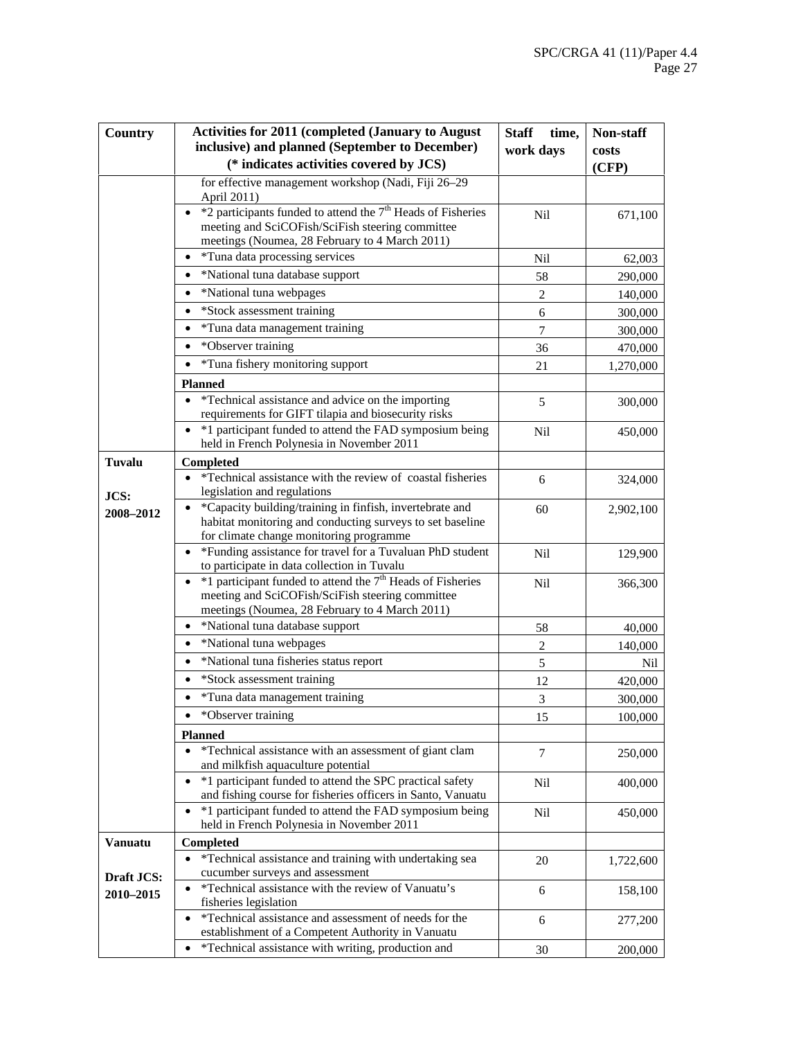| Country | Activities for 2011 (completed (January to August inclusive) and planned (September to December) (* indicates activities covered by JCS) | Staff time, work days | Non-staff costs (CFP) |
|---|---|---|---|
| | for effective management workshop (Nadi, Fiji 26–29 April 2011) | | |
| | • *2 participants funded to attend the 7th Heads of Fisheries meeting and SciCOFish/SciFish steering committee meetings (Noumea, 28 February to 4 March 2011) | Nil | 671,100 |
| | • *Tuna data processing services | Nil | 62,003 |
| | • *National tuna database support | 58 | 290,000 |
| | • *National tuna webpages | 2 | 140,000 |
| | • *Stock assessment training | 6 | 300,000 |
| | • *Tuna data management training | 7 | 300,000 |
| | • *Observer training | 36 | 470,000 |
| | • *Tuna fishery monitoring support | 21 | 1,270,000 |
| | **Planned** | | |
| | • *Technical assistance and advice on the importing requirements for GIFT tilapia and biosecurity risks | 5 | 300,000 |
| | • *1 participant funded to attend the FAD symposium being held in French Polynesia in November 2011 | Nil | 450,000 |
| **Tuvalu** | **Completed** | | |
| **JCS: 2008–2012** | • *Technical assistance with the review of coastal fisheries legislation and regulations | 6 | 324,000 |
| | • *Capacity building/training in finfish, invertebrate and habitat monitoring and conducting surveys to set baseline for climate change monitoring programme | 60 | 2,902,100 |
| | • *Funding assistance for travel for a Tuvaluan PhD student to participate in data collection in Tuvalu | Nil | 129,900 |
| | • *1 participant funded to attend the 7th Heads of Fisheries meeting and SciCOFish/SciFish steering committee meetings (Noumea, 28 February to 4 March 2011) | Nil | 366,300 |
| | • *National tuna database support | 58 | 40,000 |
| | • *National tuna webpages | 2 | 140,000 |
| | • *National tuna fisheries status report | 5 | Nil |
| | • *Stock assessment training | 12 | 420,000 |
| | • *Tuna data management training | 3 | 300,000 |
| | • *Observer training | 15 | 100,000 |
| | **Planned** | | |
| | • *Technical assistance with an assessment of giant clam and milkfish aquaculture potential | 7 | 250,000 |
| | • *1 participant funded to attend the SPC practical safety and fishing course for fisheries officers in Santo, Vanuatu | Nil | 400,000 |
| | • *1 participant funded to attend the FAD symposium being held in French Polynesia in November 2011 | Nil | 450,000 |
| **Vanuatu** | **Completed** | | |
| **Draft JCS: 2010–2015** | • *Technical assistance and training with undertaking sea cucumber surveys and assessment | 20 | 1,722,600 |
| | • *Technical assistance with the review of Vanuatu's fisheries legislation | 6 | 158,100 |
| | • *Technical assistance and assessment of needs for the establishment of a Competent Authority in Vanuatu | 6 | 277,200 |
| | • *Technical assistance with writing, production and | 30 | 200,000 |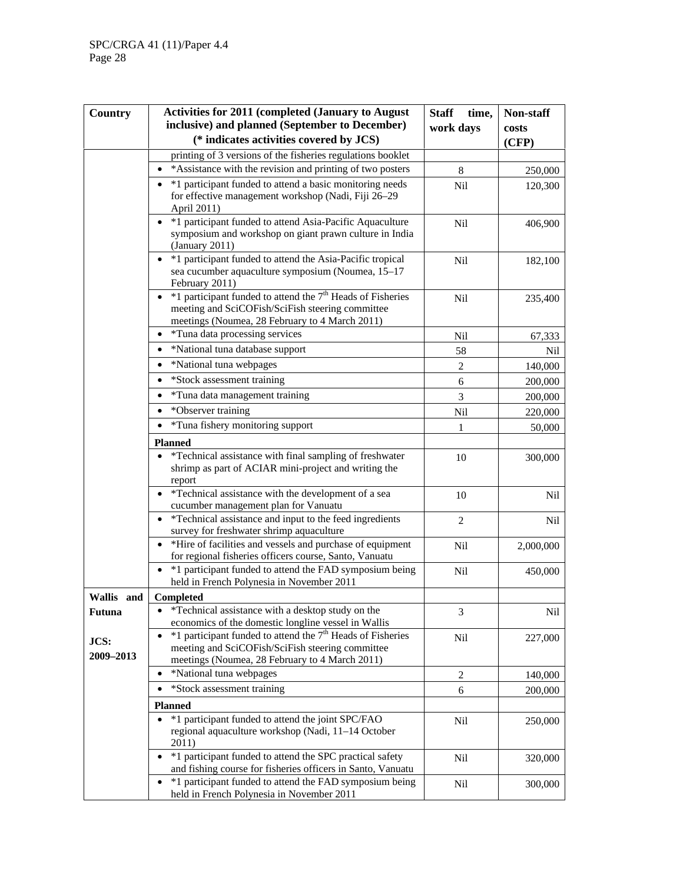| Country | Activities for 2011 (completed (January to August inclusive) and planned (September to December) (* indicates activities covered by JCS) | Staff time, work days | Non-staff costs (CFP) |
|---|---|---|---|
| | printing of 3 versions of the fisheries regulations booklet | | |
| | • *Assistance with the revision and printing of two posters | 8 | 250,000 |
| | • *1 participant funded to attend a basic monitoring needs for effective management workshop (Nadi, Fiji 26–29 April 2011) | Nil | 120,300 |
| | • *1 participant funded to attend Asia-Pacific Aquaculture symposium and workshop on giant prawn culture in India (January 2011) | Nil | 406,900 |
| | • *1 participant funded to attend the Asia-Pacific tropical sea cucumber aquaculture symposium (Noumea, 15–17 February 2011) | Nil | 182,100 |
| | • *1 participant funded to attend the 7th Heads of Fisheries meeting and SciCOFish/SciFish steering committee meetings (Noumea, 28 February to 4 March 2011) | Nil | 235,400 |
| | • *Tuna data processing services | Nil | 67,333 |
| | • *National tuna database support | 58 | Nil |
| | • *National tuna webpages | 2 | 140,000 |
| | • *Stock assessment training | 6 | 200,000 |
| | • *Tuna data management training | 3 | 200,000 |
| | • *Observer training | Nil | 220,000 |
| | • *Tuna fishery monitoring support | 1 | 50,000 |
| | **Planned** | | |
| | • *Technical assistance with final sampling of freshwater shrimp as part of ACIAR mini-project and writing the report | 10 | 300,000 |
| | • *Technical assistance with the development of a sea cucumber management plan for Vanuatu | 10 | Nil |
| | • *Technical assistance and input to the feed ingredients survey for freshwater shrimp aquaculture | 2 | Nil |
| | • *Hire of facilities and vessels and purchase of equipment for regional fisheries officers course, Santo, Vanuatu | Nil | 2,000,000 |
| | • *1 participant funded to attend the FAD symposium being held in French Polynesia in November 2011 | Nil | 450,000 |
| **Wallis and Futuna** **JCS: 2009–2013** | **Completed** | | |
| | • *Technical assistance with a desktop study on the economics of the domestic longline vessel in Wallis | 3 | Nil |
| | • *1 participant funded to attend the 7th Heads of Fisheries meeting and SciCOFish/SciFish steering committee meetings (Noumea, 28 February to 4 March 2011) | Nil | 227,000 |
| | • *National tuna webpages | 2 | 140,000 |
| | • *Stock assessment training | 6 | 200,000 |
| | **Planned** | | |
| | • *1 participant funded to attend the joint SPC/FAO regional aquaculture workshop (Nadi, 11–14 October 2011) | Nil | 250,000 |
| | • *1 participant funded to attend the SPC practical safety and fishing course for fisheries officers in Santo, Vanuatu | Nil | 320,000 |
| | • *1 participant funded to attend the FAD symposium being held in French Polynesia in November 2011 | Nil | 300,000 |